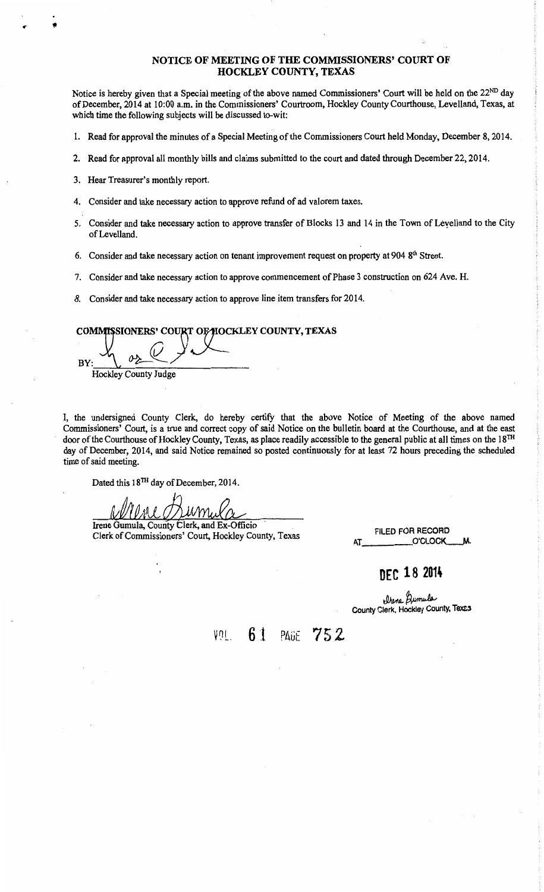# NOTICE OF MEETING OF THE COMMISSIONERS' COURT OF HOCKLEY COUNTY, TEXAS

Notice is hereby given that a Special meeting of the above named Commissioners' Court will be held on the 22ND day of December, 2014 at 10:00 a.m. in the Commissioners' Courtroom, Hockley County Courthouse, Levelland, Texas, at which time the following subjects will be discussed to-wit:

1. Read for approval the minutes of a Special Meeting of the Commissioners Court held Monday, December 8, 2014.
2. Read for approval all monthly bills and claims submitted to the court and dated through December 22, 2014.
3. Hear Treasurer's monthly report.
4. Consider and take necessary action to approve refund of ad valorem taxes.
5. Consider and take necessary action to approve transfer of Blocks 13 and 14 in the Town of Levelland to the City of Levelland.
6. Consider and take necessary action on tenant improvement request on property at 904 8th Street.
7. Consider and take necessary action to approve commencement of Phase 3 construction on 624 Ave. H.
8. Consider and take necessary action to approve line item transfers for 2014.

**COMMISSIONERS' COURT OF HOCKLEY COUNTY, TEXAS**

BY: ______________________

Hockley County Judge

I, the undersigned County Clerk, do hereby certify that the above Notice of Meeting of the above named Commissioners' Court, is a true and correct copy of said Notice on the bulletin board at the Courthouse, and at the east door of the Courthouse of Hockley County, Texas, as place readily accessible to the general public at all times on the 18TH day of December, 2014, and said Notice remained so posted continuously for at least 72 hours preceding the scheduled time of said meeting.

Dated this 18TH day of December, 2014.

Irene Gumula, County Clerk, and Ex-Officio
Clerk of Commissioners' Court, Hockley County, Texas

FILED FOR RECORD
AT_________ O'CLOCK ____M.

DEC 18 2014

Irene Gumula
County Clerk, Hockley County, Texas

VOL. 61 PAGE 752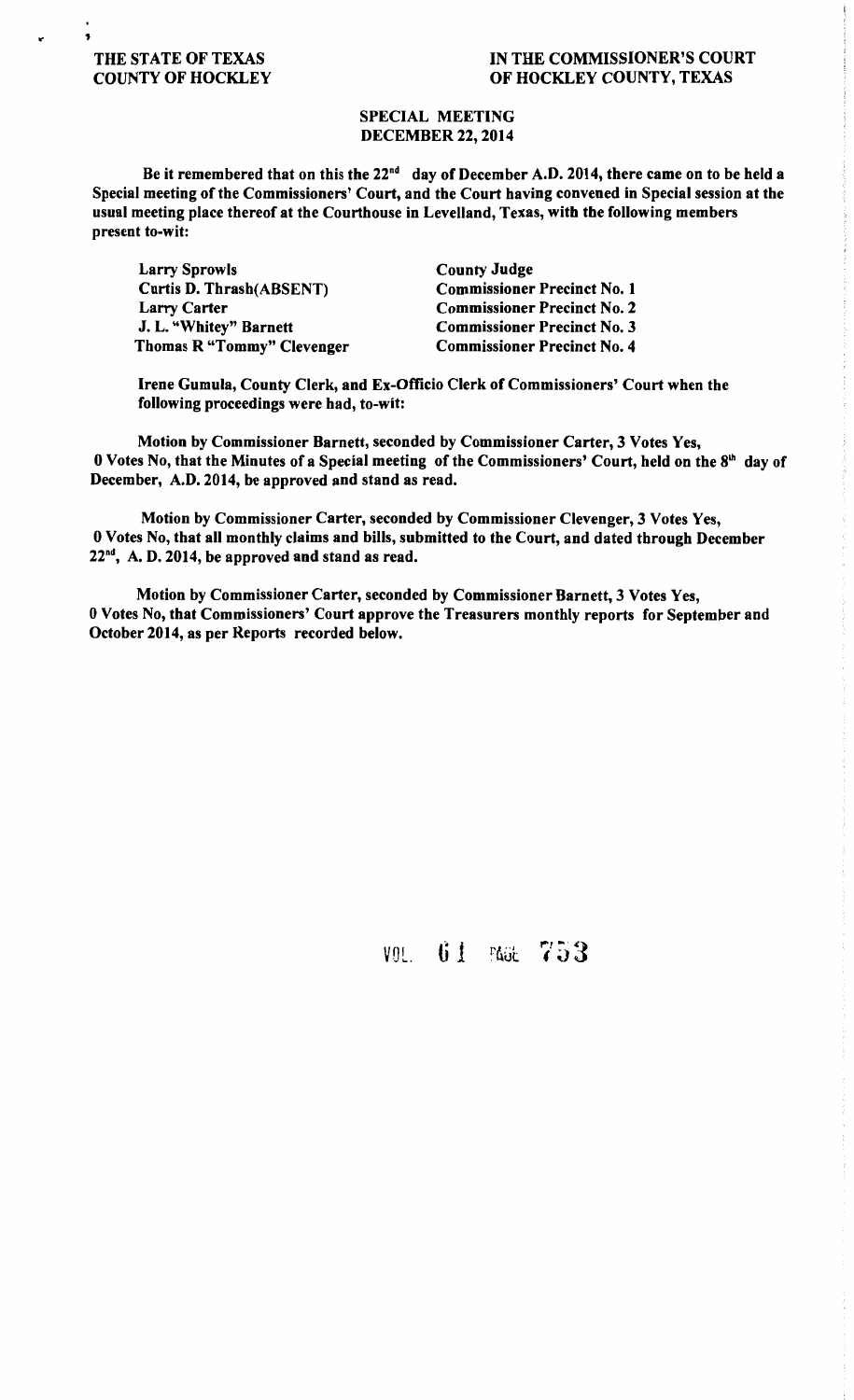**THE STATE OF TEXAS**
**COUNTY OF HOCKLEY**

**IN THE COMMISSIONER'S COURT**
**OF HOCKLEY COUNTY, TEXAS**

**SPECIAL MEETING**
**DECEMBER 22, 2014**

Be it remembered that on this the 22nd day of December A.D. 2014, there came on to be held a Special meeting of the Commissioners' Court, and the Court having convened in Special session at the usual meeting place thereof at the Courthouse in Levelland, Texas, with the following members present to-wit:

| | |
|---|---|
| Larry Sprowls | County Judge |
| Curtis D. Thrash(ABSENT) | Commissioner Precinct No. 1 |
| Larry Carter | Commissioner Precinct No. 2 |
| J. L. "Whitey" Barnett | Commissioner Precinct No. 3 |
| Thomas R "Tommy" Clevenger | Commissioner Precinct No. 4 |

Irene Gumula, County Clerk, and Ex-Officio Clerk of Commissioners' Court when the following proceedings were had, to-wit:

Motion by Commissioner Barnett, seconded by Commissioner Carter, 3 Votes Yes, 0 Votes No, that the Minutes of a Special meeting of the Commissioners' Court, held on the 8th day of December, A.D. 2014, be approved and stand as read.

Motion by Commissioner Carter, seconded by Commissioner Clevenger, 3 Votes Yes, 0 Votes No, that all monthly claims and bills, submitted to the Court, and dated through December 22nd, A. D. 2014, be approved and stand as read.

Motion by Commissioner Carter, seconded by Commissioner Barnett, 3 Votes Yes, 0 Votes No, that Commissioners' Court approve the Treasurers monthly reports for September and October 2014, as per Reports recorded below.

VOL. 61 PAGE 753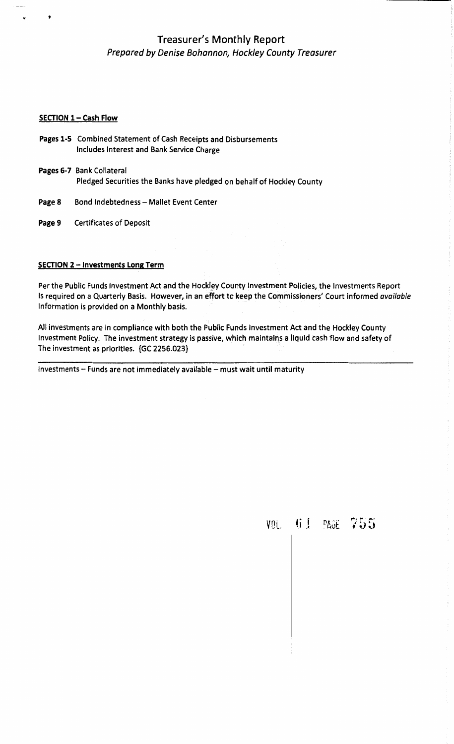# Treasurer's Monthly Report

*Prepared by Denise Bohannon, Hockley County Treasurer*

**SECTION 1 – Cash Flow**

**Pages 1-5** Combined Statement of Cash Receipts and Disbursements
Includes Interest and Bank Service Charge

**Pages 6-7** Bank Collateral
Pledged Securities the Banks have pledged on behalf of Hockley County

**Page 8** Bond Indebtedness – Mallet Event Center

**Page 9** Certificates of Deposit

**SECTION 2 – Investments Long Term**

Per the Public Funds Investment Act and the Hockley County Investment Policies, the Investments Report Is required on a Quarterly Basis. However, in an effort to keep the Commissioners' Court informed *available* Information is provided on a Monthly basis.

All investments are in compliance with both the Public Funds Investment Act and the Hockley County Investment Policy. The investment strategy is passive, which maintains a liquid cash flow and safety of The investment as priorities. {GC 2256.023}

---

Investments – Funds are not immediately available – must wait until maturity

VOL. 61 PAGE 755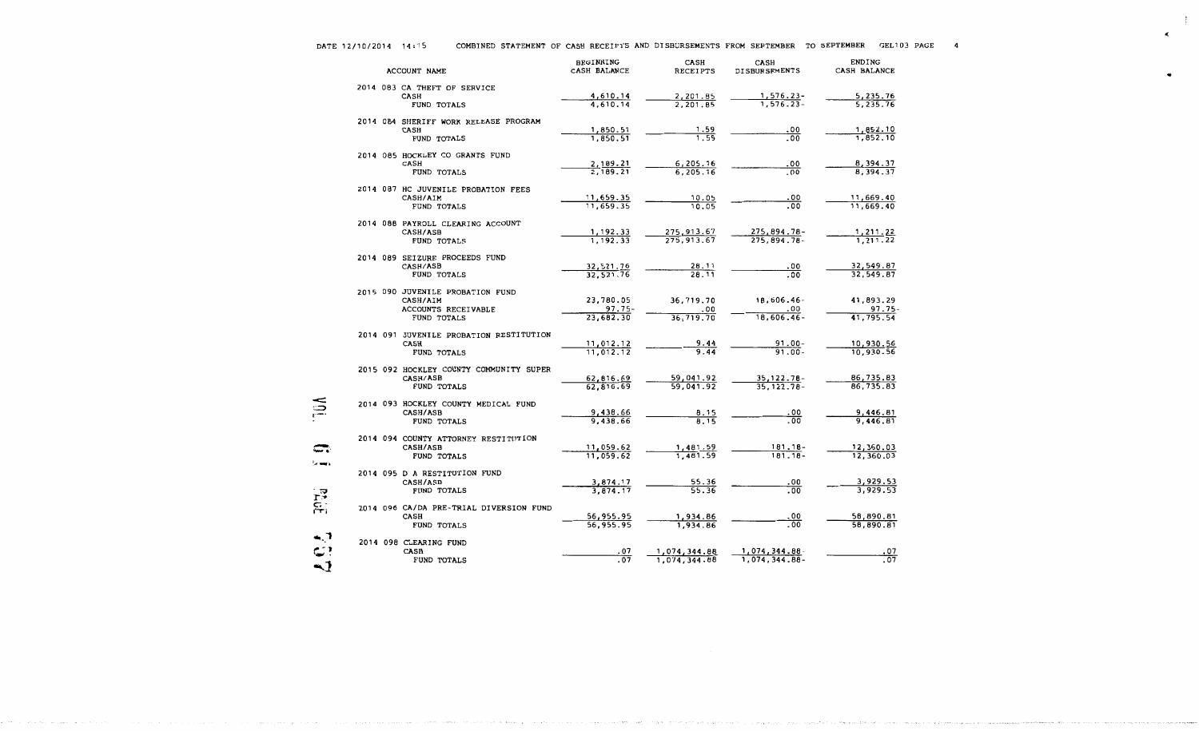DATE 12/10/2014 14:15 COMBINED STATEMENT OF CASH RECEIPTS AND DISBURSEMENTS FROM SEPTEMBER TO SEPTEMBER GEL103

| ACCOUNT NAME | BEGINNING CASH BALANCE | CASH RECEIPTS | CASH DISBURSEMENTS | ENDING CASH BALANCE |
|---|---|---|---|---|
| **2014 083 CA THEFT OF SERVICE** | | | | |
| CASH | 4,610.14 | 2,201.85 | 1,576.23- | 5,235.76 |
| FUND TOTALS | 4,610.14 | 2,201.85 | 1,576.23- | 5,235.76 |
| **2014 084 SHERIFF WORK RELEASE PROGRAM** | | | | |
| CASH | 1,850.51 | 1.59 | .00 | 1,852.10 |
| FUND TOTALS | 1,850.51 | 1.59 | .00 | 1,852.10 |
| **2014 085 HOCKLEY CO GRANTS FUND** | | | | |
| CASH | 2,189.21 | 6,205.16 | .00 | 8,394.37 |
| FUND TOTALS | 2,189.21 | 6,205.16 | .00 | 8,394.37 |
| **2014 087 HC JUVENILE PROBATION FEES** | | | | |
| CASH/AIM | 11,659.35 | 10.05 | .00 | 11,669.40 |
| FUND TOTALS | 11,659.35 | 10.05 | .00 | 11,669.40 |
| **2014 088 PAYROLL CLEARING ACCOUNT** | | | | |
| CASH/ASB | 1,192.33 | 275,913.67 | 275,894.78- | 1,211.22 |
| FUND TOTALS | 1,192.33 | 275,913.67 | 275,894.78- | 1,211.22 |
| **2014 089 SEIZURE PROCEEDS FUND** | | | | |
| CASH/ASB | 32,521.76 | 28.11 | .00 | 32,549.87 |
| FUND TOTALS | 32,521.76 | 28.11 | .00 | 32,549.87 |
| **2015 090 JUVENILE PROBATION FUND** | | | | |
| CASH/AIM | 23,780.05 | 36,719.70 | 18,606.46- | 41,893.29 |
| ACCOUNTS RECEIVABLE | 97.75- | .00 | .00 | 97.75- |
| FUND TOTALS | 23,682.30 | 36,719.70 | 18,606.46- | 41,795.54 |
| **2014 091 JUVENILE PROBATION RESTITUTION** | | | | |
| CASH | 11,012.12 | 9.44 | 91.00- | 10,930.56 |
| FUND TOTALS | 11,012.12 | 9.44 | 91.00- | 10,930.56 |
| **2015 092 HOCKLEY COUNTY COMMUNITY SUPER** | | | | |
| CASH/ASB | 62,816.69 | 59,041.92 | 35,122.78- | 86,735.83 |
| FUND TOTALS | 62,816.69 | 59,041.92 | 35,122.78- | 86,735.83 |
| **2014 093 HOCKLEY COUNTY MEDICAL FUND** | | | | |
| CASH/ASB | 9,438.66 | 8.15 | .00 | 9,446.81 |
| FUND TOTALS | 9,438.66 | 8.15 | .00 | 9,446.81 |
| **2014 094 COUNTY ATTORNEY RESTITUTION** | | | | |
| CASH/ASB | 11,059.62 | 1,481.59 | 181.18- | 12,360.03 |
| FUND TOTALS | 11,059.62 | 1,481.59 | 181.18- | 12,360.03 |
| **2014 095 D A RESTITUTION FUND** | | | | |
| CASH/ASB | 3,874.17 | 55.36 | .00 | 3,929.53 |
| FUND TOTALS | 3,874.17 | 55.36 | .00 | 3,929.53 |
| **2014 096 CA/DA PRE-TRIAL DIVERSION FUND** | | | | |
| CASH | 56,955.95 | 1,934.86 | .00 | 58,890.81 |
| FUND TOTALS | 56,955.95 | 1,934.86 | .00 | 58,890.81 |
| **2014 098 CLEARING FUND** | | | | |
| CASH | .07 | 1,074,344.88 | 1,074,344.88- | .07 |
| FUND TOTALS | .07 | 1,074,344.88 | 1,074,344.88- | .07 |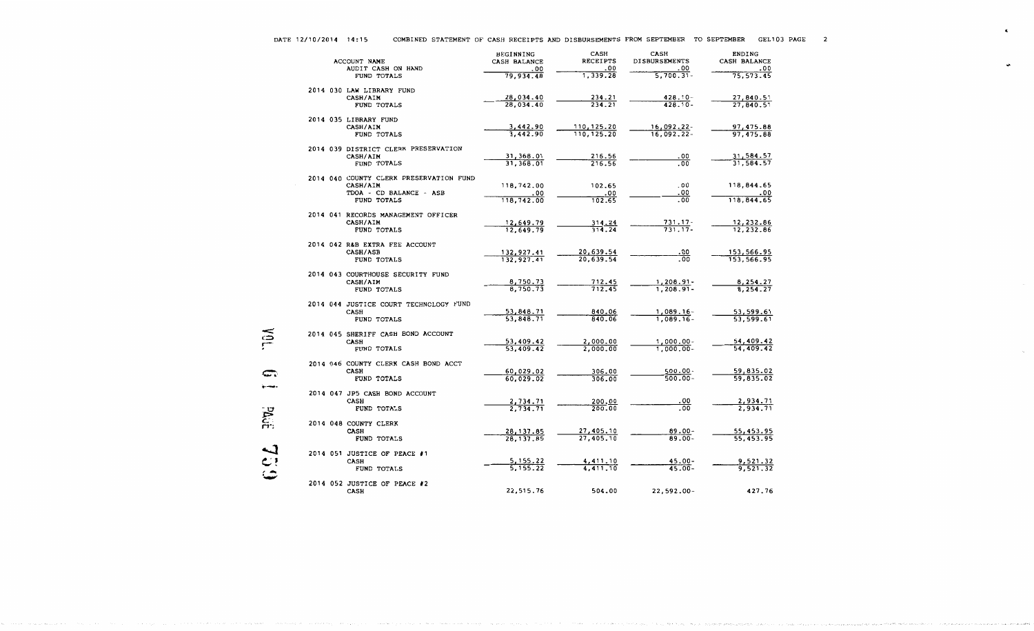DATE 12/10/2014 14:15 COMBINED STATEMENT OF CASH RECEIPTS AND DISBURSEMENTS FROM SEPTEMBER TO SEPTEMBER GEL103

| ACCOUNT NAME | BEGINNING CASH BALANCE | CASH RECEIPTS | CASH DISBURSEMENTS | ENDING CASH BALANCE |
|---|---|---|---|---|
| AUDIT CASH ON HAND | .00 | .00 | .00 | .00 |
| FUND TOTALS | 79,934.48 | 1,339.28 | 5,700.31- | 75,573.45 |
| **2014 030 LAW LIBRARY FUND** | | | | |
| CASH/AIM | 28,034.40 | 234.21 | 428.10- | 27,840.51 |
| FUND TOTALS | 28,034.40 | 234.21 | 428.10- | 27,840.51 |
| **2014 035 LIBRARY FUND** | | | | |
| CASH/AIM | 3,442.90 | 110,125.20 | 16,092.22- | 97,475.88 |
| FUND TOTALS | 3,442.90 | 110,125.20 | 16,092.22- | 97,475.88 |
| **2014 039 DISTRICT CLERK PRESERVATION** | | | | |
| CASH/AIM | 31,368.01 | 216.56 | .00 | 31,584.57 |
| FUND TOTALS | 31,368.01 | 216.56 | .00 | 31,584.57 |
| **2014 040 COUNTY CLERK PRESERVATION FUND** | | | | |
| CASH/AIM | 118,742.00 | 102.65 | .00 | 118,844.65 |
| TDOA - CD BALANCE - ASB | .00 | .00 | .00 | .00 |
| FUND TOTALS | 118,742.00 | 102.65 | .00 | 118,844.65 |
| **2014 041 RECORDS MANAGEMENT OFFICER** | | | | |
| CASH/AIM | 12,649.79 | 314.24 | 731.17- | 12,232.86 |
| FUND TOTALS | 12,649.79 | 314.24 | 731.17- | 12,232.86 |
| **2014 042 R&B EXTRA FEE ACCOUNT** | | | | |
| CASH/ASB | 132,927.41 | 20,639.54 | .00 | 153,566.95 |
| FUND TOTALS | 132,927.41 | 20,639.54 | .00 | 153,566.95 |
| **2014 043 COURTHOUSE SECURITY FUND** | | | | |
| CASH/AIM | 8,750.73 | 712.45 | 1,208.91- | 8,254.27 |
| FUND TOTALS | 8,750.73 | 712.45 | 1,208.91- | 8,254.27 |
| **2014 044 JUSTICE COURT TECHNOLOGY FUND** | | | | |
| CASH | 53,848.71 | 840.06 | 1,089.16- | 53,599.61 |
| FUND TOTALS | 53,848.71 | 840.06 | 1,089.16- | 53,599.61 |
| **2014 045 SHERIFF CASH BOND ACCOUNT** | | | | |
| CASH | 53,409.42 | 2,000.00 | 1,000.00- | 54,409.42 |
| FUND TOTALS | 53,409.42 | 2,000.00 | 1,000.00- | 54,409.42 |
| **2014 046 COUNTY CLERK CASH BOND ACCT** | | | | |
| CASH | 60,029.02 | 306.00 | 500.00- | 59,835.02 |
| FUND TOTALS | 60,029.02 | 306.00 | 500.00- | 59,835.02 |
| **2014 047 JP5 CASH BOND ACCOUNT** | | | | |
| CASH | 2,734.71 | 200.00 | .00 | 2,934.71 |
| FUND TOTALS | 2,734.71 | 200.00 | .00 | 2,934.71 |
| **2014 048 COUNTY CLERK** | | | | |
| CASH | 28,137.85 | 27,405.10 | 89.00- | 55,453.95 |
| FUND TOTALS | 28,137.85 | 27,405.10 | 89.00- | 55,453.95 |
| **2014 051 JUSTICE OF PEACE #1** | | | | |
| CASH | 5,155.22 | 4,411.10 | 45.00- | 9,521.32 |
| FUND TOTALS | 5,155.22 | 4,411.10 | 45.00- | 9,521.32 |
| **2014 052 JUSTICE OF PEACE #2** | | | | |
| CASH | 22,515.76 | 504.00 | 22,592.00- | 427.76 |

VOL. 61 PAGE 759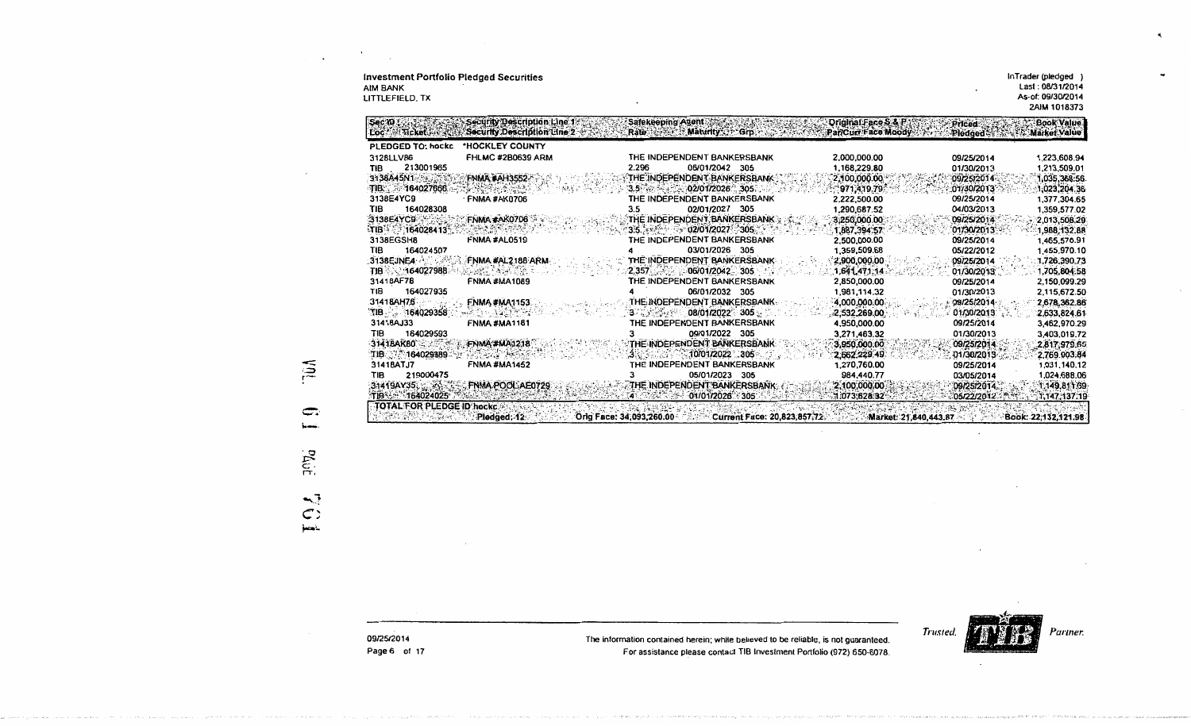**Investment Portfolio Pledged Securities**
AIM BANK
LITTLEFIELD, TX

InTrader (pledged )
Last : 08/31/2014
As-of: 09/30/2014
2AIM 1018373

| Sec ID / Loc Ticket | Security Description Line 1 / Security Description Line 2 | Safekeeping Agent / Rate Maturity Grp | Original Face $ & P / Par/Curr Face Moody | Priced / Pledged | Book Value / Market Value |
|---|---|---|---|---|---|
| PLEDGED TO: hockc | *HOCKLEY COUNTY | | | | |
| 3128LLV86 | FHLMC #2B0639 ARM | THE INDEPENDENT BANKERSBANK | 2,000,000.00 | 09/25/2014 | 1,223,608.94 |
| TIB 213001965 | | 2.296 06/01/2042 305 | 1,168,229.80 | 01/30/2013 | 1,213,509.01 |
| 3138A45N1 | FNMA #AH3552 | THE INDEPENDENT BANKERSBANK | 2,100,000.00 | 09/25/2014 | 1,035,368.56 |
| TIB 164027660 | | 3.5 02/01/2026 305 | 971,419.79 | 01/30/2013 | 1,023,204.36 |
| 3138E4YC9 | FNMA #AK0706 | THE INDEPENDENT BANKERSBANK | 2,222,500.00 | 09/25/2014 | 1,377,304.65 |
| TIB 164028308 | | 3.5 02/01/2027 305 | 1,290,687.52 | 04/03/2013 | 1,359,577.02 |
| 3138E4YC9 | FNMA #AK0706 | THE INDEPENDENT BANKERSBANK | 3,250,000.00 | 09/25/2014 | 2,013,508.29 |
| TIB 164028413 | | 3.5 02/01/2027 305 | 1,887,394.57 | 01/30/2013 | 1,988,132.88 |
| 3138EGSH8 | FNMA #AL0519 | THE INDEPENDENT BANKERSBANK | 2,500,000.00 | 09/25/2014 | 1,465,576.91 |
| TIB 164024507 | | 4 03/01/2026 305 | 1,359,509.68 | 05/22/2012 | 1,455,970.10 |
| 3138EJNE4 | FNMA #AL2188 ARM | THE INDEPENDENT BANKERSBANK | 2,900,000.00 | 09/25/2014 | 1,726,390.73 |
| TIB 164027988 | | 2.357 06/01/2042 305 | 1,641,471.14 | 01/30/2013 | 1,705,804.58 |
| 31418AF78 | FNMA #MA1089 | THE INDEPENDENT BANKERSBANK | 2,850,000.00 | 09/25/2014 | 2,150,099.29 |
| TIB 164027935 | | 4 06/01/2032 305 | 1,981,114.32 | 01/30/2013 | 2,115,672.50 |
| 31418AH76 | FNMA #MA1153 | THE INDEPENDENT BANKERSBANK | 4,000,000.00 | 09/25/2014 | 2,678,362.86 |
| TIB 164029358 | | 3 08/01/2022 305 | 2,532,269.00 | 01/30/2013 | 2,633,824.61 |
| 31418AJ33 | FNMA #MA1181 | THE INDEPENDENT BANKERSBANK | 4,950,000.00 | 09/25/2014 | 3,462,970.29 |
| TIB 164029593 | | 3 09/01/2022 305 | 3,271,463.32 | 01/30/2013 | 3,403,019.72 |
| 31418AK80 | FNMA #MA1218 | THE INDEPENDENT BANKERSBANK | 3,950,000.00 | 09/25/2014 | 2,817,979.69 |
| TIB 164029889 | | 3 10/01/2022 305 | 2,662,229.49 | 01/30/2013 | 2,769,903.84 |
| 31418ATJ7 | FNMA #MA1452 | THE INDEPENDENT BANKERSBANK | 1,270,760.00 | 09/25/2014 | 1,031,140.12 |
| TIB 219000475 | | 3 05/01/2023 305 | 984,440.77 | 03/05/2014 | 1,024,688.06 |
| 31419AY35 | FNMA POOL AE0729 | THE INDEPENDENT BANKERSBANK | 2,100,000.00 | 09/25/2014 | 1,149,811.69 |
| TIB 164024025 | | 4 01/01/2026 305 | 1,073,628.32 | 05/22/2012 | 1,147,137.19 |
| TOTAL FOR PLEDGE ID hockc | Pledged: 12 | Orig Face: 34,093,260.00 | Current Face: 20,823,857.72 | Market: 21,840,443.87 | Book: 22,132,121.98 |

09/25/2014

The information contained herein; while believed to be reliable, is not guaranteed.
For assistance please contact TIB Investment Portfolio (972) 650-6078.

Trusted. TIB Partner.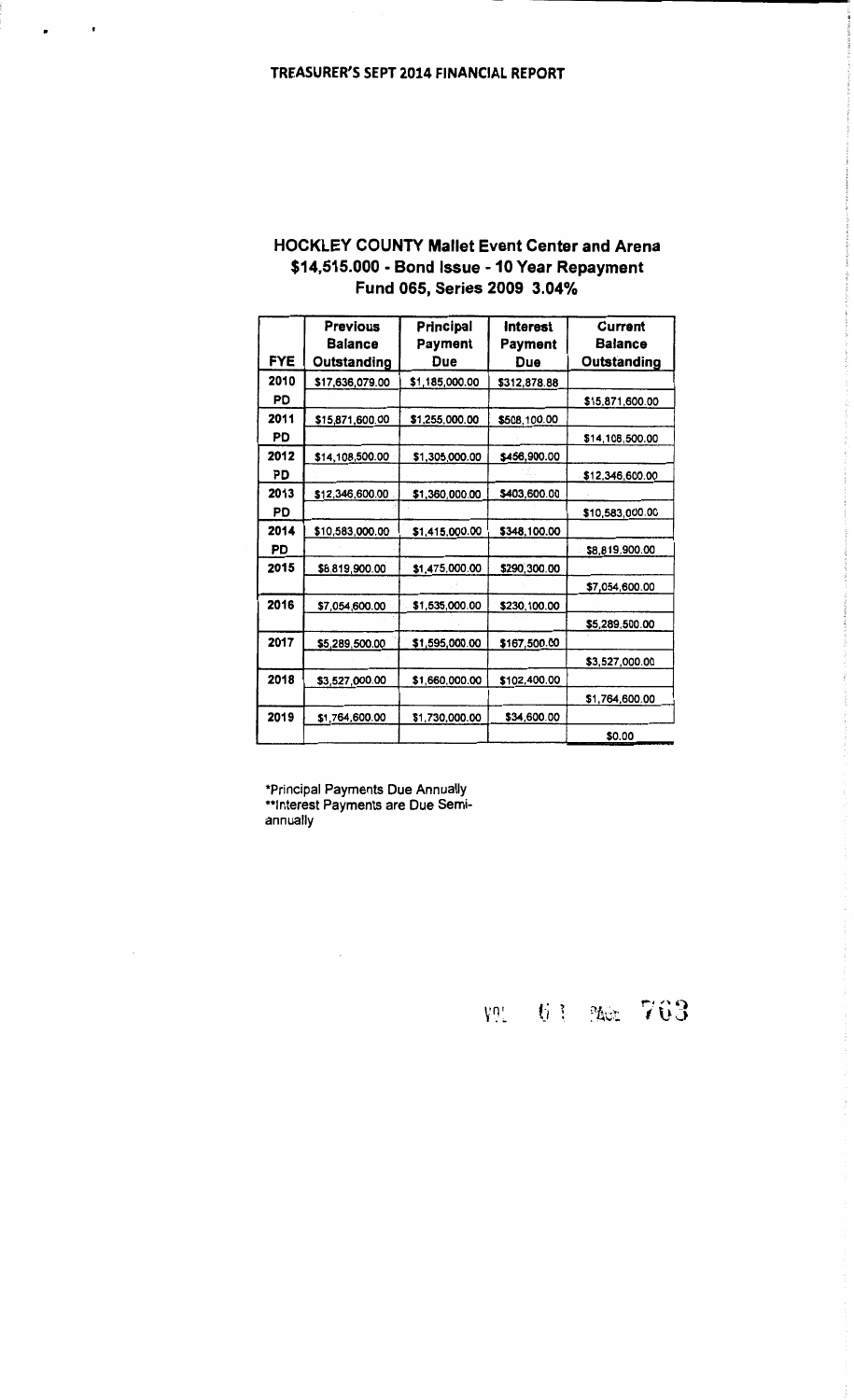**TREASURER'S SEPT 2014 FINANCIAL REPORT**

## HOCKLEY COUNTY Mallet Event Center and Arena
## $14,515.000 - Bond Issue - 10 Year Repayment
## Fund 065, Series 2009 3.04%

| FYE | Previous Balance Outstanding | Principal Payment Due | Interest Payment Due | Current Balance Outstanding |
|---|---|---|---|---|
| 2010 | $17,636,079.00 | $1,185,000.00 | $312,878.88 | |
| PD | | | | $15,871,600.00 |
| 2011 | $15,871,600.00 | $1,255,000.00 | $508,100.00 | |
| PD | | | | $14,108,500.00 |
| 2012 | $14,108,500.00 | $1,305,000.00 | $456,900.00 | |
| PD | | | | $12,346,600.00 |
| 2013 | $12,346,600.00 | $1,360,000.00 | $403,600.00 | |
| PD | | | | $10,583,000.00 |
| 2014 | $10,583,000.00 | $1,415,000.00 | $348,100.00 | |
| PD | | | | $8,819,900.00 |
| 2015 | $8,819,900.00 | $1,475,000.00 | $290,300.00 | |
| | | | | $7,054,600.00 |
| 2016 | $7,054,600.00 | $1,535,000.00 | $230,100.00 | |
| | | | | $5,289,500.00 |
| 2017 | $5,289,500.00 | $1,595,000.00 | $167,500.00 | |
| | | | | $3,527,000.00 |
| 2018 | $3,527,000.00 | $1,660,000.00 | $102,400.00 | |
| | | | | $1,764,600.00 |
| 2019 | $1,764,600.00 | $1,730,000.00 | $34,600.00 | |
| | | | | $0.00 |

*Principal Payments Due Annually
**Interest Payments are Due Semi-annually

VOL 61 PAGE 763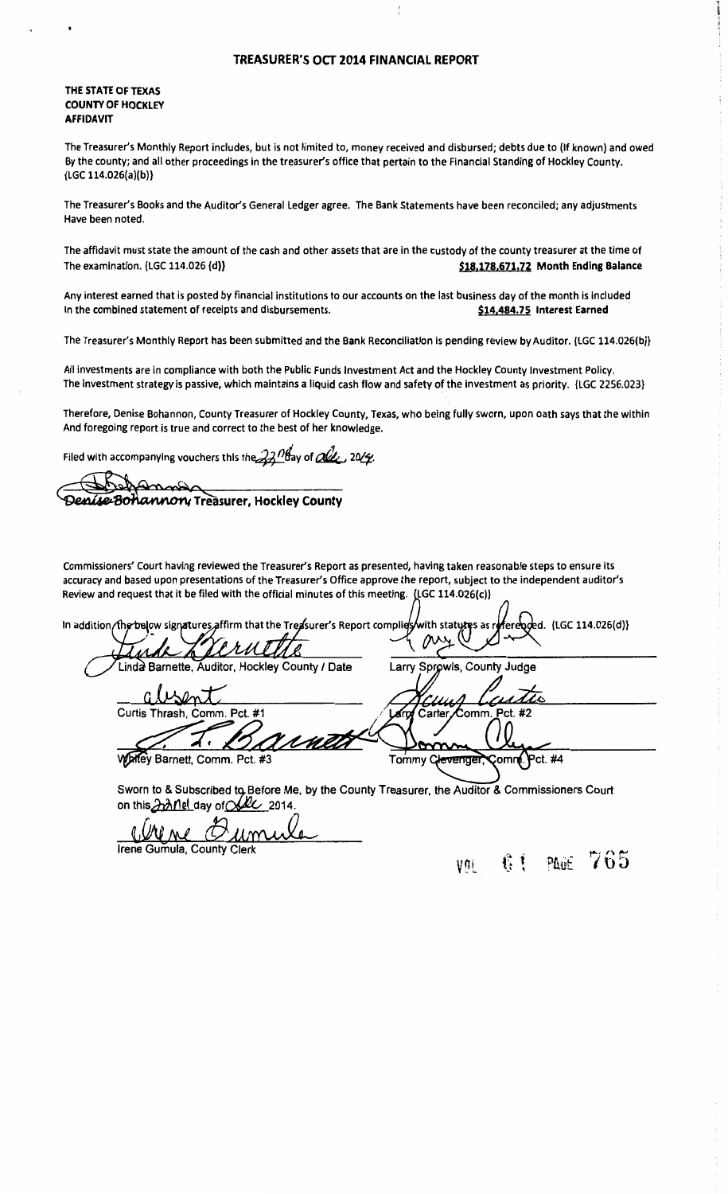# TREASURER'S OCT 2014 FINANCIAL REPORT

**THE STATE OF TEXAS**
**COUNTY OF HOCKLEY**
**AFFIDAVIT**

The Treasurer's Monthly Report includes, but is not limited to, money received and disbursed; debts due to (if known) and owed By the county; and all other proceedings in the treasurer's office that pertain to the Financial Standing of Hockley County. (LGC 114.026(a)(b))

The Treasurer's Books and the Auditor's General Ledger agree. The Bank Statements have been reconciled; any adjustments Have been noted.

The affidavit must state the amount of the cash and other assets that are in the custody of the county treasurer at the time of The examination. (LGC 114.026 (d)) **$18,178,671.72 Month Ending Balance**

Any interest earned that is posted by financial institutions to our accounts on the last business day of the month is included In the combined statement of receipts and disbursements. **$14,484.75 Interest Earned**

The Treasurer's Monthly Report has been submitted and the Bank Reconciliation is pending review by Auditor. (LGC 114.026(b))

All investments are in compliance with both the Public Funds Investment Act and the Hockley County Investment Policy. The investment strategy is passive, which maintains a liquid cash flow and safety of the investment as priority. (LGC 2256.023)

Therefore, Denise Bohannon, County Treasurer of Hockley County, Texas, who being fully sworn, upon oath says that the within And foregoing report is true and correct to the best of her knowledge.

Filed with accompanying vouchers this the 22nd day of Dec, 2014.

Denise Bohannon, Treasurer, Hockley County

Commissioners' Court having reviewed the Treasurer's Report as presented, having taken reasonable steps to ensure its accuracy and based upon presentations of the Treasurer's Office approve the report, subject to the independent auditor's Review and request that it be filed with the official minutes of this meeting. (LGC 114.026(c))

In addition the below signatures affirm that the Treasurer's Report complies with statutes as referenced. (LGC 114.026(d))

| | |
|---|---|
| Linda Barnette, Auditor, Hockley County / Date | Larry Sprowls, County Judge |
| absent<br>Curtis Thrash, Comm. Pct. #1 | Larry Carter, Comm. Pct. #2 |
| Whitey Barnett, Comm. Pct. #3 | Tommy Clevenger, Comm. Pct. #4 |

Sworn to & Subscribed to Before Me, by the County Treasurer, the Auditor & Commissioners Court on this 22nd day of Dec 2014.

Irene Gumula, County Clerk

VOL 61 PAGE 765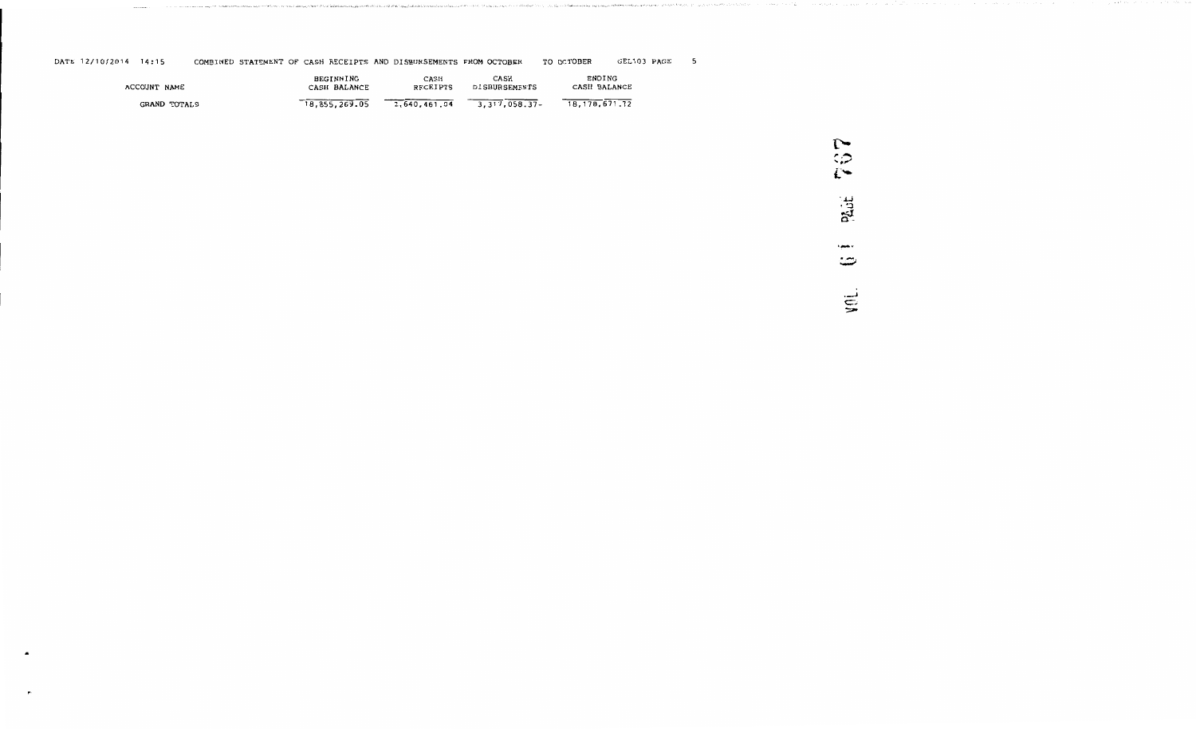DATE 12/10/2014 14:15 COMBINED STATEMENT OF CASH RECEIPTS AND DISBURSEMENTS FROM OCTOBER TO OCTOBER GEL103

| ACCOUNT NAME | BEGINNING CASH BALANCE | CASH RECEIPTS | CASH DISBURSEMENTS | ENDING CASH BALANCE |
|---|---|---|---|---|
| GRAND TOTALS | 18,855,269.05 | 2,640,461.04 | 3,317,058.37- | 18,178,671.72 |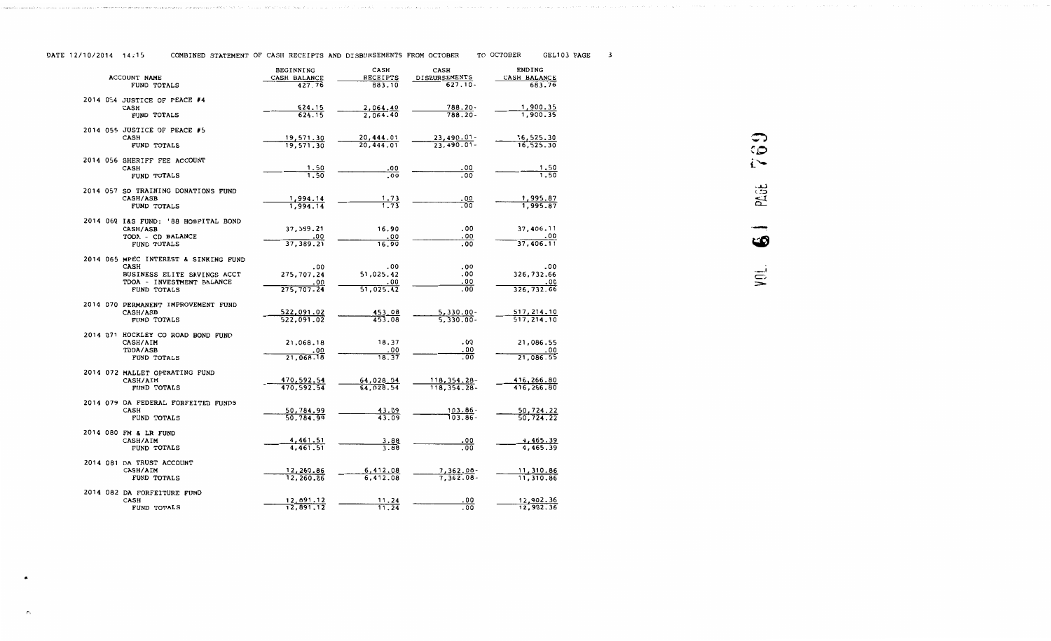DATE 12/10/2014 14:15 COMBINED STATEMENT OF CASH RECEIPTS AND DISBURSEMENTS FROM OCTOBER TO OCTOBER GEL103 PAGE 3

| ACCOUNT NAME | BEGINNING CASH BALANCE | CASH RECEIPTS | CASH DISBURSEMENTS | ENDING CASH BALANCE |
|---|---|---|---|---|
| FUND TOTALS | 427.76 | 883.10 | 627.10- | 683.76 |
| **2014 054 JUSTICE OF PEACE #4** | | | | |
| CASH | 624.15 | 2,064.40 | 788.20- | 1,900.35 |
| FUND TOTALS | 624.15 | 2,064.40 | 788.20- | 1,900.35 |
| **2014 055 JUSTICE OF PEACE #5** | | | | |
| CASH | 19,571.30 | 20,444.01 | 23,490.01- | 16,525.30 |
| FUND TOTALS | 19,571.30 | 20,444.01 | 23,490.01- | 16,525.30 |
| **2014 056 SHERIFF FEE ACCOUNT** | | | | |
| CASH | 1.50 | .00 | .00 | 1.50 |
| FUND TOTALS | 1.50 | .00 | .00 | 1.50 |
| **2014 057 SO TRAINING DONATIONS FUND** | | | | |
| CASH/ASB | 1,994.14 | 1.73 | .00 | 1,995.87 |
| FUND TOTALS | 1,994.14 | 1.73 | .00 | 1,995.87 |
| **2014 060 I&S FUND: '88 HOSPITAL BOND** | | | | |
| CASH/ASB | 37,389.21 | 16.90 | .00 | 37,406.11 |
| TODA - CD BALANCE | .00 | .00 | .00 | .00 |
| FUND TOTALS | 37,389.21 | 16.90 | .00 | 37,406.11 |
| **2014 065 MPEC INTEREST & SINKING FUND** | | | | |
| CASH | .00 | .00 | .00 | .00 |
| BUSINESS ELITE SAVINGS ACCT | 275,707.24 | 51,025.42 | .00 | 326,732.66 |
| TDOA - INVESTMENT BALANCE | .00 | .00 | .00 | .00 |
| FUND TOTALS | 275,707.24 | 51,025.42 | .00 | 326,732.66 |
| **2014 070 PERMANENT IMPROVEMENT FUND** | | | | |
| CASH/ASB | 522,091.02 | 453.08 | 5,330.00- | 517,214.10 |
| FUND TOTALS | 522,091.02 | 453.08 | 5,330.00- | 517,214.10 |
| **2014 071 HOCKLEY CO ROAD BOND FUND** | | | | |
| CASH/AIM | 21,068.18 | 18.37 | .00 | 21,086.55 |
| TDOA/ASB | .00 | .00 | .00 | .00 |
| FUND TOTALS | 21,068.18 | 18.37 | .00 | 21,086.55 |
| **2014 072 MALLET OPERATING FUND** | | | | |
| CASH/AIM | 470,592.54 | 64,028.54 | 118,354.28- | 416,266.80 |
| FUND TOTALS | 470,592.54 | 64,028.54 | 118,354.28- | 416,266.80 |
| **2014 079 DA FEDERAL FORFEITED FUNDS** | | | | |
| CASH | 50,784.99 | 43.09 | 103.86- | 50,724.22 |
| FUND TOTALS | 50,784.99 | 43.09 | 103.86- | 50,724.22 |
| **2014 080 FM & LR FUND** | | | | |
| CASH/AIM | 4,461.51 | 3.88 | .00 | 4,465.39 |
| FUND TOTALS | 4,461.51 | 3.88 | .00 | 4,465.39 |
| **2014 081 DA TRUST ACCOUNT** | | | | |
| CASH/AIM | 12,260.86 | 6,412.08 | 7,362.08- | 11,310.86 |
| FUND TOTALS | 12,260.86 | 6,412.08 | 7,362.08- | 11,310.86 |
| **2014 082 DA FORFEITURE FUND** | | | | |
| CASH | 12,891.12 | 11.24 | .00 | 12,902.36 |
| FUND TOTALS | 12,891.12 | 11.24 | .00 | 12,902.36 |

VOL 61 PAGE 769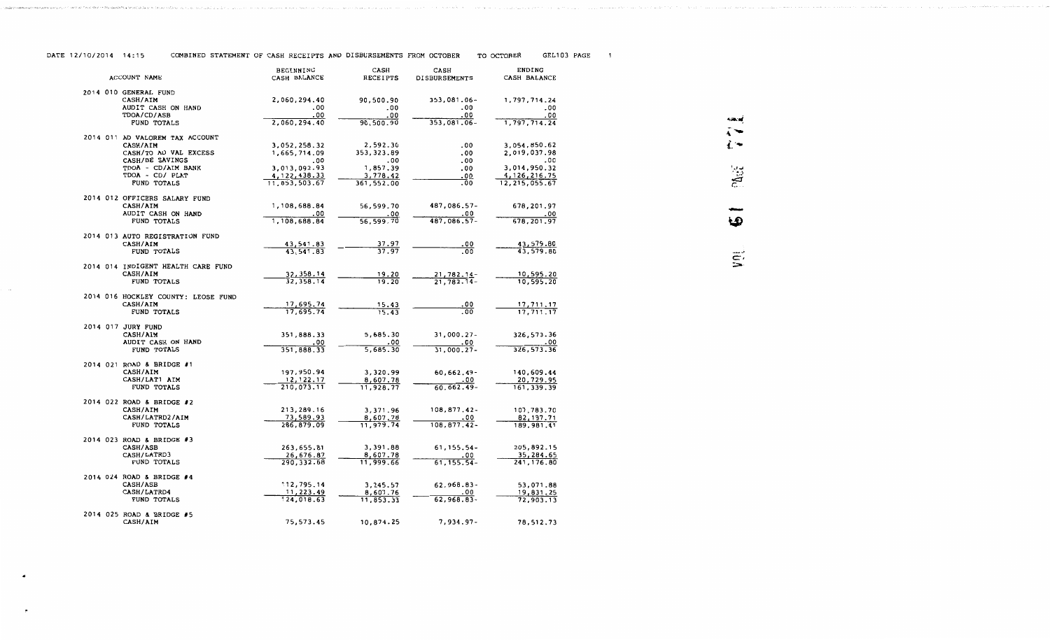DATE 12/10/2014 14:15 COMBINED STATEMENT OF CASH RECEIPTS AND DISBURSEMENTS FROM OCTOBER TO OCTOBER GEL103 PAGE 1

| ACCOUNT NAME | BEGINNING CASH BALANCE | CASH RECEIPTS | CASH DISBURSEMENTS | ENDING CASH BALANCE |
|---|---|---|---|---|
| 2014 010 GENERAL FUND | | | | |
| CASH/AIM | 2,060,294.40 | 90,500.90 | 353,081.06- | 1,797,714.24 |
| AUDIT CASH ON HAND | .00 | .00 | .00 | .00 |
| TDOA/CD/ASB | .00 | .00 | .00 | .00 |
| FUND TOTALS | 2,060,294.40 | 90,500.90 | 353,081.06- | 1,797,714.24 |
| 2014 011 AD VALOREM TAX ACCOUNT | | | | |
| CASH/AIM | 3,052,258.32 | 2,592.30 | .00 | 3,054,850.62 |
| CASH/TO AD VAL EXCESS | 1,665,714.09 | 353,323.89 | .00 | 2,019,037.98 |
| CASH/DE SAVINGS | .00 | .00 | .00 | .00 |
| TDOA - CD/AIM BANK | 3,013,092.93 | 1,857.39 | .00 | 3,014,950.32 |
| TDOA - CD/ PLAT | 4,122,438.33 | 3,778.42 | .00 | 4,126,216.75 |
| FUND TOTALS | 11,853,503.67 | 361,552.00 | .00 | 12,215,055.67 |
| 2014 012 OFFICERS SALARY FUND | | | | |
| CASH/AIM | 1,108,688.84 | 56,599.70 | 487,086.57- | 678,201.97 |
| AUDIT CASH ON HAND | .00 | .00 | .00 | .00 |
| FUND TOTALS | 1,108,688.84 | 56,599.70 | 487,086.57- | 678,201.97 |
| 2014 013 AUTO REGISTRATION FUND | | | | |
| CASH/AIM | 43,541.83 | 37.97 | .00 | 43,579.80 |
| FUND TOTALS | 43,541.83 | 37.97 | .00 | 43,579.80 |
| 2014 014 INDIGENT HEALTH CARE FUND | | | | |
| CASH/AIM | 32,358.14 | 19.20 | 21,782.14- | 10,595.20 |
| FUND TOTALS | 32,358.14 | 19.20 | 21,782.14- | 10,595.20 |
| 2014 016 HOCKLEY COUNTY: LEOSE FUND | | | | |
| CASH/AIM | 17,695.74 | 15.43 | .00 | 17,711.17 |
| FUND TOTALS | 17,695.74 | 15.43 | .00 | 17,711.17 |
| 2014 017 JURY FUND | | | | |
| CASH/AIM | 351,888.33 | 5,685.30 | 31,000.27- | 326,573.36 |
| AUDIT CASH ON HAND | .00 | .00 | .00 | .00 |
| FUND TOTALS | 351,888.33 | 5,685.30 | 31,000.27- | 326,573.36 |
| 2014 021 ROAD & BRIDGE #1 | | | | |
| CASH/AIM | 197,950.94 | 3,320.99 | 60,662.49- | 140,609.44 |
| CASH/LAT1 AIM | 12,122.17 | 8,607.78 | .00 | 20,729.95 |
| FUND TOTALS | 210,073.11 | 11,928.77 | 60,662.49- | 161,339.39 |
| 2014 022 ROAD & BRIDGE #2 | | | | |
| CASH/AIM | 213,289.16 | 3,371.96 | 108,877.42- | 107,783.70 |
| CASH/LATRD2/AIM | 73,589.93 | 8,607.78 | .00 | 82,197.71 |
| FUND TOTALS | 286,879.09 | 11,979.74 | 108,877.42- | 189,981.41 |
| 2014 023 ROAD & BRIDGE #3 | | | | |
| CASH/ASB | 263,655.81 | 3,391.88 | 61,155.54- | 205,892.15 |
| CASH/LATRD3 | 26,676.87 | 8,607.78 | .00 | 35,284.65 |
| FUND TOTALS | 290,332.68 | 11,999.66 | 61,155.54- | 241,176.80 |
| 2014 024 ROAD & BRIDGE #4 | | | | |
| CASH/ASB | 112,795.14 | 3,245.57 | 62,968.83- | 53,071.88 |
| CASH/LATRD4 | 11,223.49 | 8,607.76 | .00 | 19,831.25 |
| FUND TOTALS | 124,018.63 | 11,853.33 | 62,968.83- | 72,903.13 |
| 2014 025 ROAD & BRIDGE #5 | | | | |
| CASH/AIM | 75,573.45 | 10,874.25 | 7,934.97- | 78,512.73 |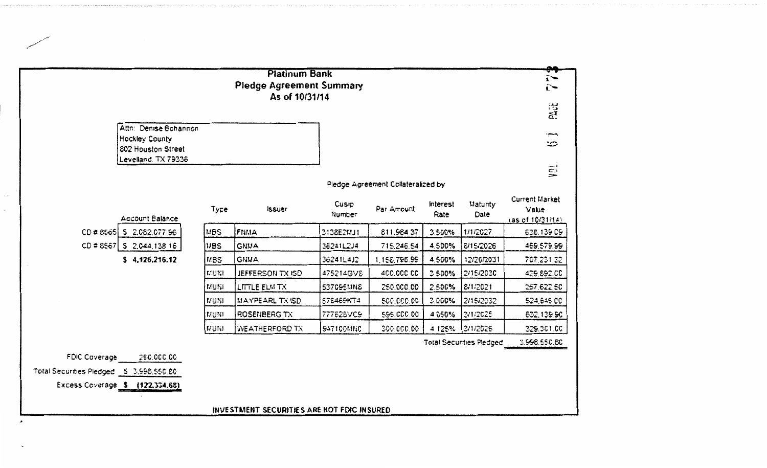# Platinum Bank
## Pledge Agreement Summary
### As of 10/31/14

Attn: Denise Bohannon
Hockley County
802 Houston Street
Levelland, TX 79336

VOL 63 PAGE 773

Pledge Agreement Collateralized by

| | Account Balance |
|---|---|
| CD # 8565 | $ 2,082,077.96 |
| CD # 8567 | $ 2,044,138.16 |
| | $ 4,126,216.12 |

| Type | Issuer | Cusip Number | Par Amount | Interest Rate | Maturity Date | Current Market Value (as of 10/31/14) |
|---|---|---|---|---|---|---|
| MBS | FNMA | 3138E2MJ1 | 811,984.37 | 3.500% | 1/1/2027 | 638,139.09 |
| MBS | GNMA | 36241L2J4 | 715,246.54 | 4.500% | 8/15/2026 | 469,579.99 |
| MBS | GNMA | 36241L4J2 | 1,158,796.99 | 4.500% | 12/20/2031 | 707,231.32 |
| MUNI | JEFFERSON TX ISD | 475214GV8 | 400,000.00 | 3.500% | 2/15/2030 | 429,892.00 |
| MUNI | LITTLE ELM TX | 537095MN8 | 250,000.00 | 2.500% | 8/1/2021 | 267,622.50 |
| MUNI | MAYPEARL TX ISD | 578465KT4 | 500,000.00 | 3.000% | 2/15/2032 | 524,645.00 |
| MUNI | ROSENBERG TX | 777628VC9 | 595,000.00 | 4.050% | 3/1/2025 | 632,139.90 |
| MUNI | WEATHERFORD TX | 947100MNC | 300,000.00 | 4.125% | 3/1/2026 | 329,301.00 |
| | | | | | Total Securities Pledged | 3,998,550.80 |

FDIC Coverage 250,000.00

Total Securities Pledged $ 3,998,550.80

Excess Coverage **$ (122,334.68)**

**INVESTMENT SECURITIES ARE NOT FDIC INSURED**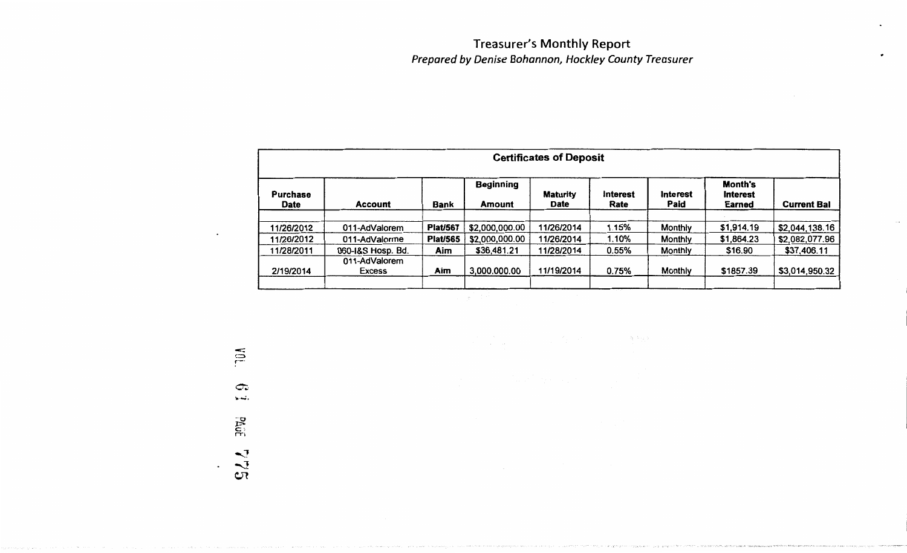# Treasurer's Monthly Report

*Prepared by Denise Bohannon, Hockley County Treasurer*

| Certificates of Deposit | | | | | | | | |
|---|---|---|---|---|---|---|---|---|
| **Purchase Date** | **Account** | **Bank** | **Beginning Amount** | **Maturity Date** | **Interest Rate** | **Interest Paid** | **Month's Interest Earned** | **Current Bal** |
| 11/26/2012 | 011-AdValorem | **Plat/567** | $2,000,000.00 | 11/26/2014 | 1.15% | Monthly | $1,914.19 | $2,044,138.16 |
| 11/26/2012 | 011-AdValorme | **Plat/565** | $2,000,000.00 | 11/26/2014 | 1.10% | Monthly | $1,864.23 | $2,082,077.96 |
| 11/28/2011 | 060-I&S Hosp. Bd. | **Aim** | $36,481.21 | 11/28/2014 | 0.55% | Monthly | $16.90 | $37,406.11 |
| 2/19/2014 | 011-AdValorem Excess | **Aim** | 3,000,000.00 | 11/19/2014 | 0.75% | Monthly | $1857.39 | $3,014,950.32 |

VOL. 67 PAGE 775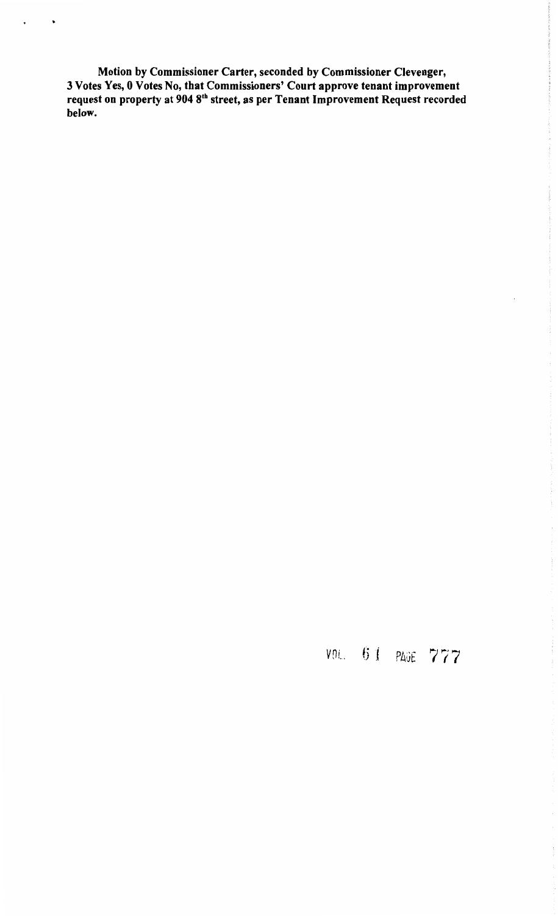**Motion by Commissioner Carter, seconded by Commissioner Clevenger, 3 Votes Yes, 0 Votes No, that Commissioners' Court approve tenant improvement request on property at 904 8th street, as per Tenant Improvement Request recorded below.**

VOL. 61 PAGE 777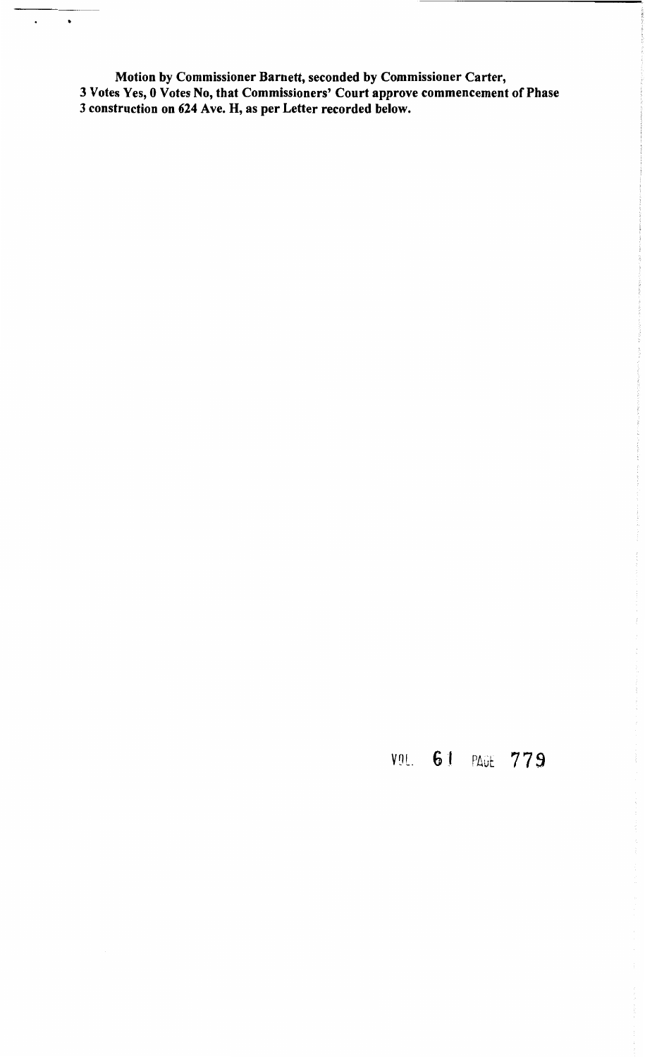**Motion by Commissioner Barnett, seconded by Commissioner Carter, 3 Votes Yes, 0 Votes No, that Commissioners' Court approve commencement of Phase 3 construction on 624 Ave. H, as per Letter recorded below.**

VOL. 61 PAGE 779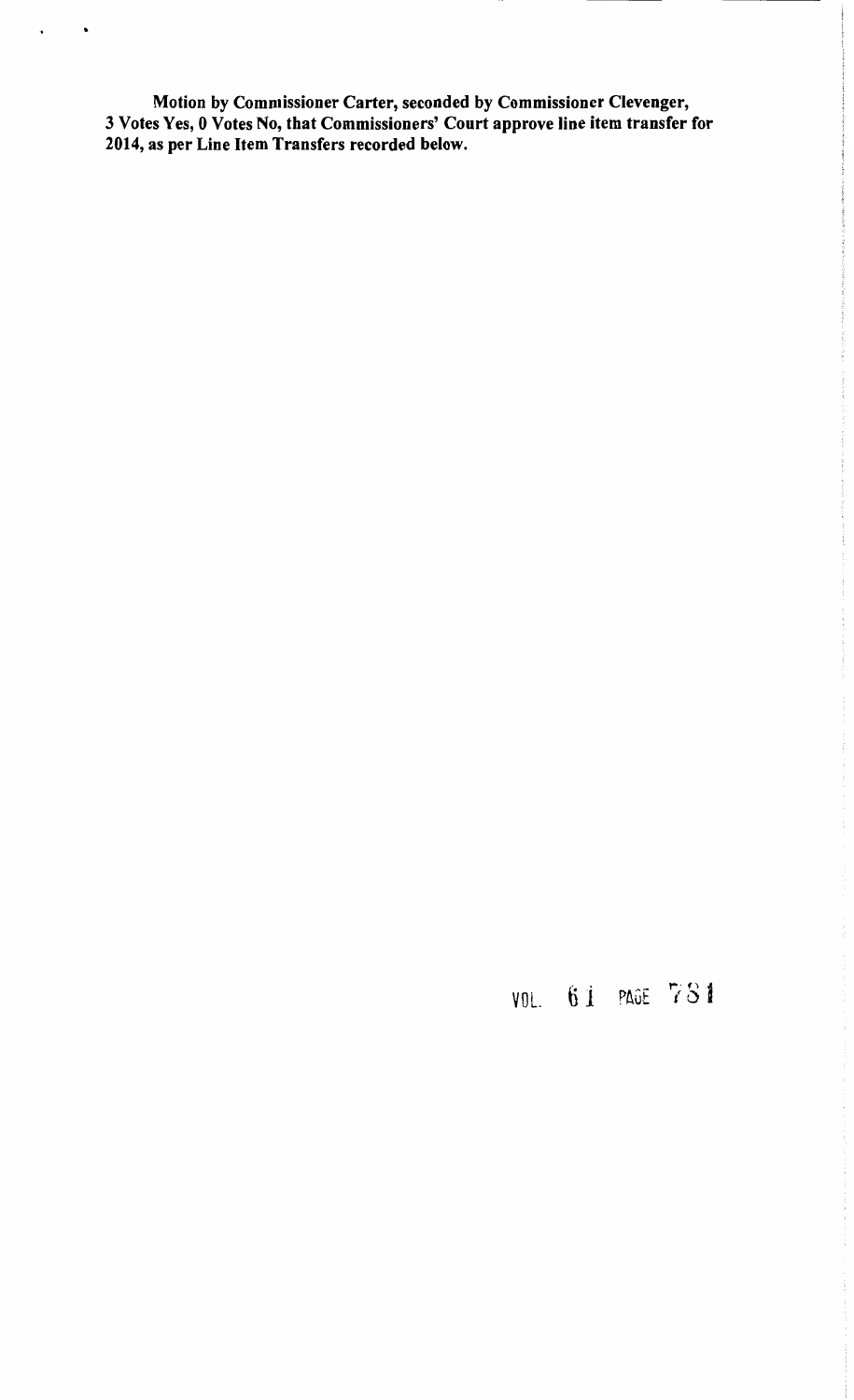**Motion by Commissioner Carter, seconded by Commissioner Clevenger, 3 Votes Yes, 0 Votes No, that Commissioners' Court approve line item transfer for 2014, as per Line Item Transfers recorded below.**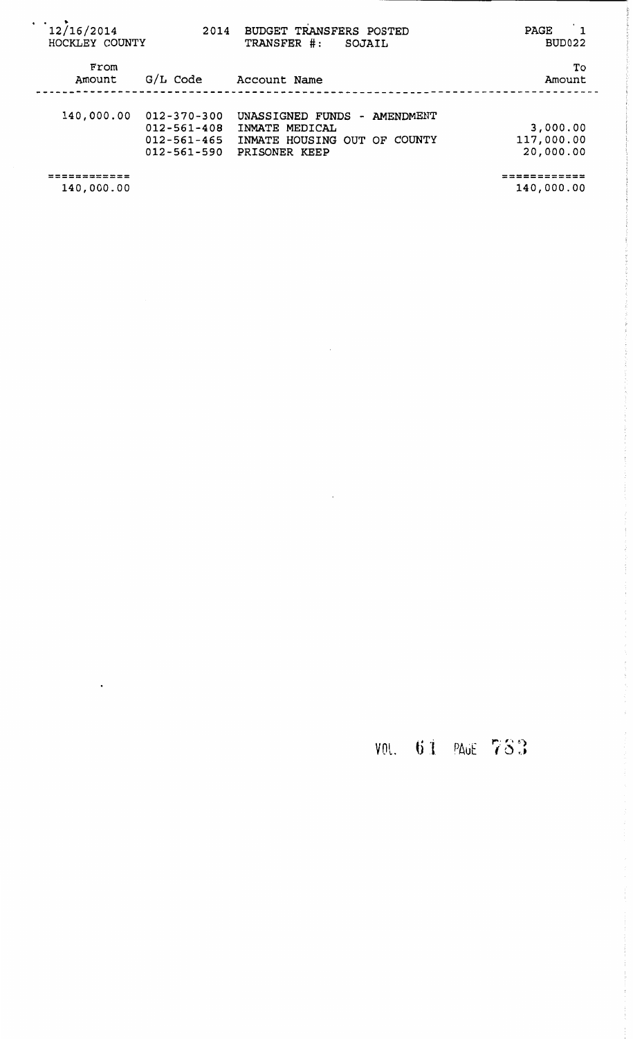12/16/2014 2014 BUDGET TRANSFERS POSTED PAGE 1
HOCKLEY COUNTY TRANSFER #: SOJAIL BUD022

| From Amount | G/L Code | Account Name | To Amount |
|---|---|---|---|
| 140,000.00 | 012-370-300 | UNASSIGNED FUNDS - AMENDMENT | |
| | 012-561-408 | INMATE MEDICAL | 3,000.00 |
| | 012-561-465 | INMATE HOUSING OUT OF COUNTY | 117,000.00 |
| | 012-561-590 | PRISONER KEEP | 20,000.00 |
| ============ | | | ============ |
| 140,000.00 | | | 140,000.00 |

VOL. 61 PAGE 783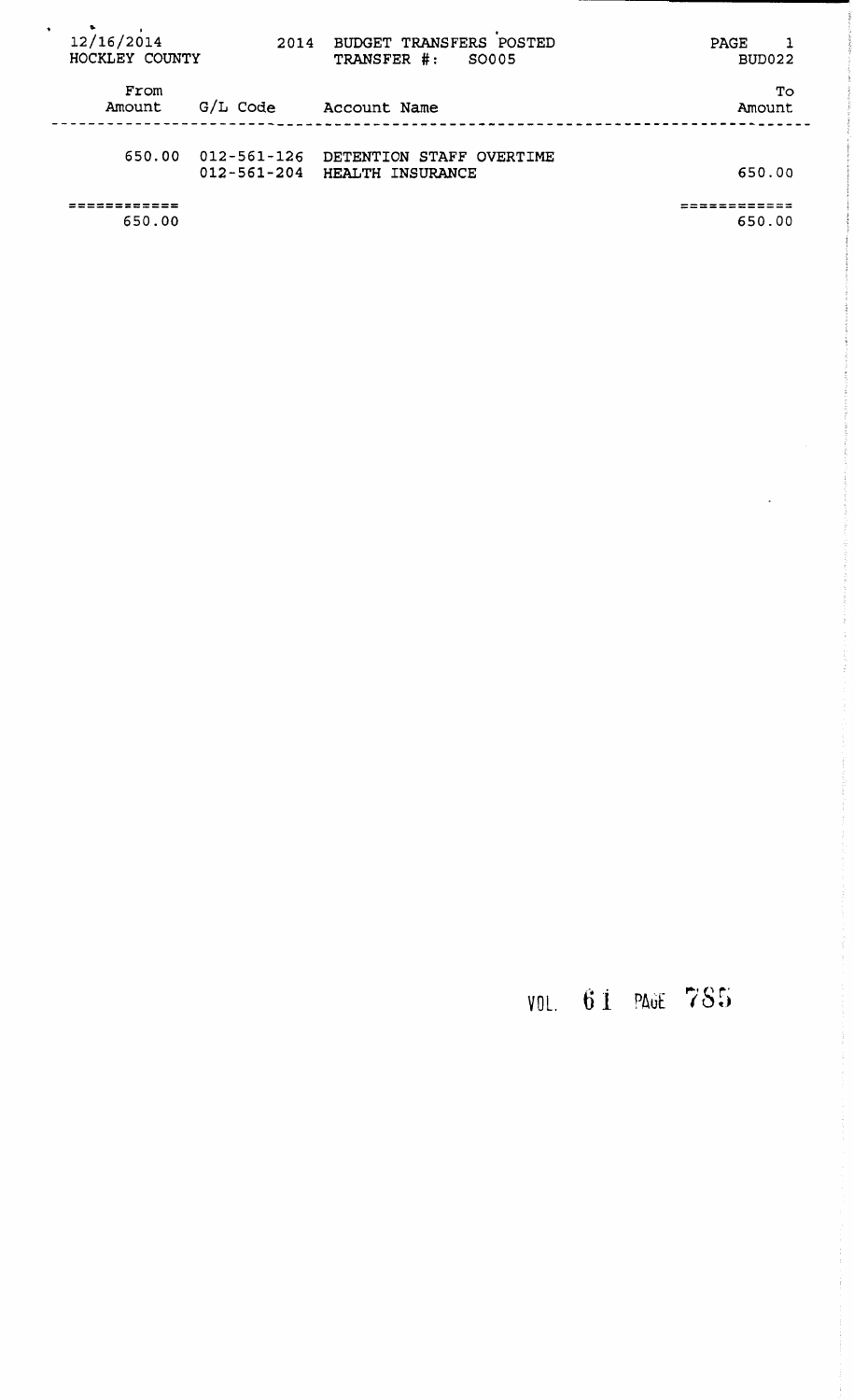12/16/2014 HOCKLEY COUNTY

2014 BUDGET TRANSFERS POSTED
TRANSFER #: SO005

PAGE 1
BUD022

| From Amount | G/L Code | Account Name | To Amount |
|---|---|---|---|
| 650.00 | 012-561-126 | DETENTION STAFF OVERTIME | |
| | 012-561-204 | HEALTH INSURANCE | 650.00 |
| 650.00 | | | 650.00 |

VOL. 61 PAGE 785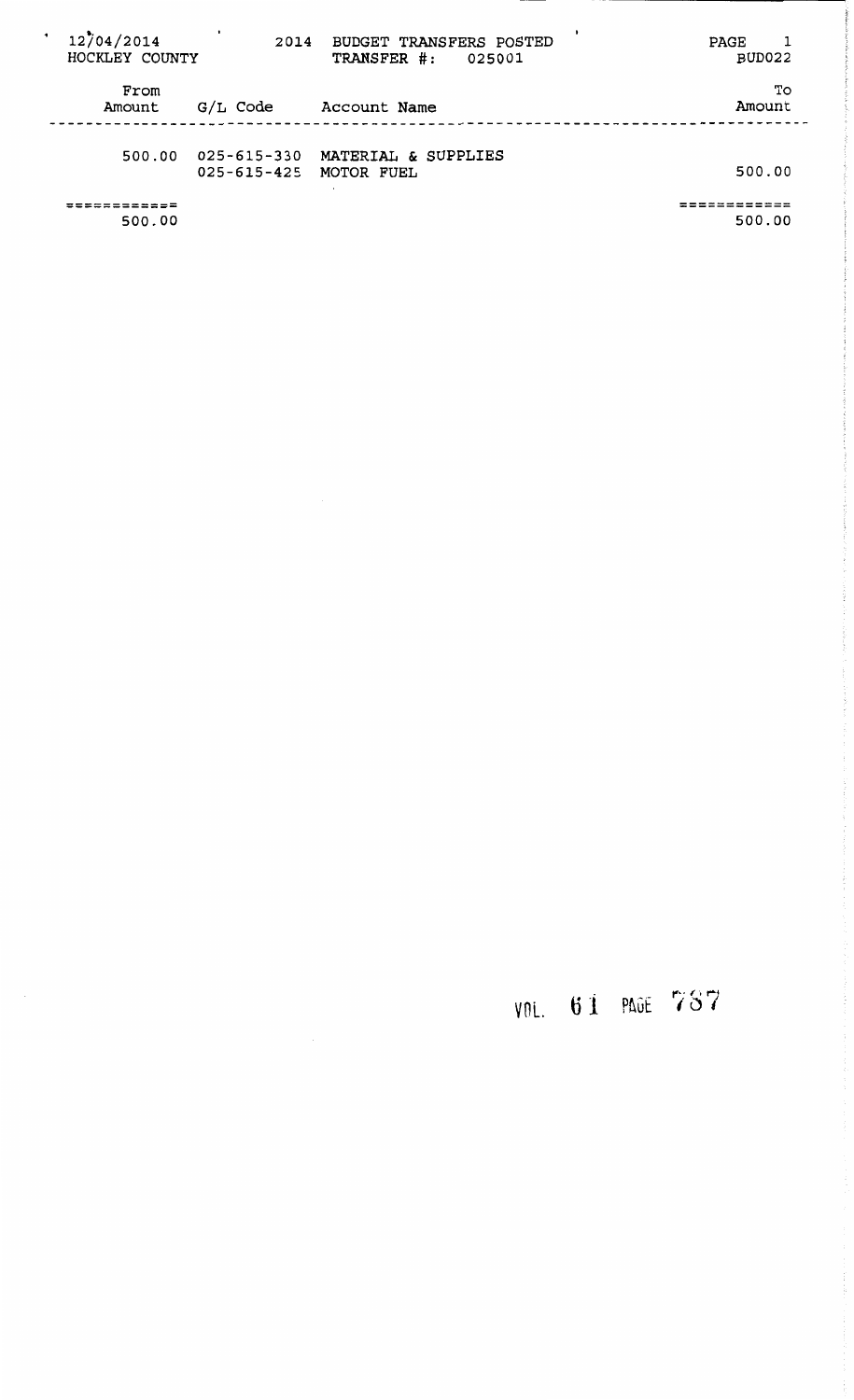12/04/2014 HOCKLEY COUNTY

2014 BUDGET TRANSFERS POSTED
TRANSFER #: 025001

PAGE 1
BUD022

| From Amount | G/L Code | Account Name | To Amount |
|---|---|---|---|
| 500.00 | 025-615-330 | MATERIAL & SUPPLIES | |
| | 025-615-425 | MOTOR FUEL | 500.00 |
| ============ | | | ============ |
| 500.00 | | | 500.00 |

VOL. 61 PAGE 787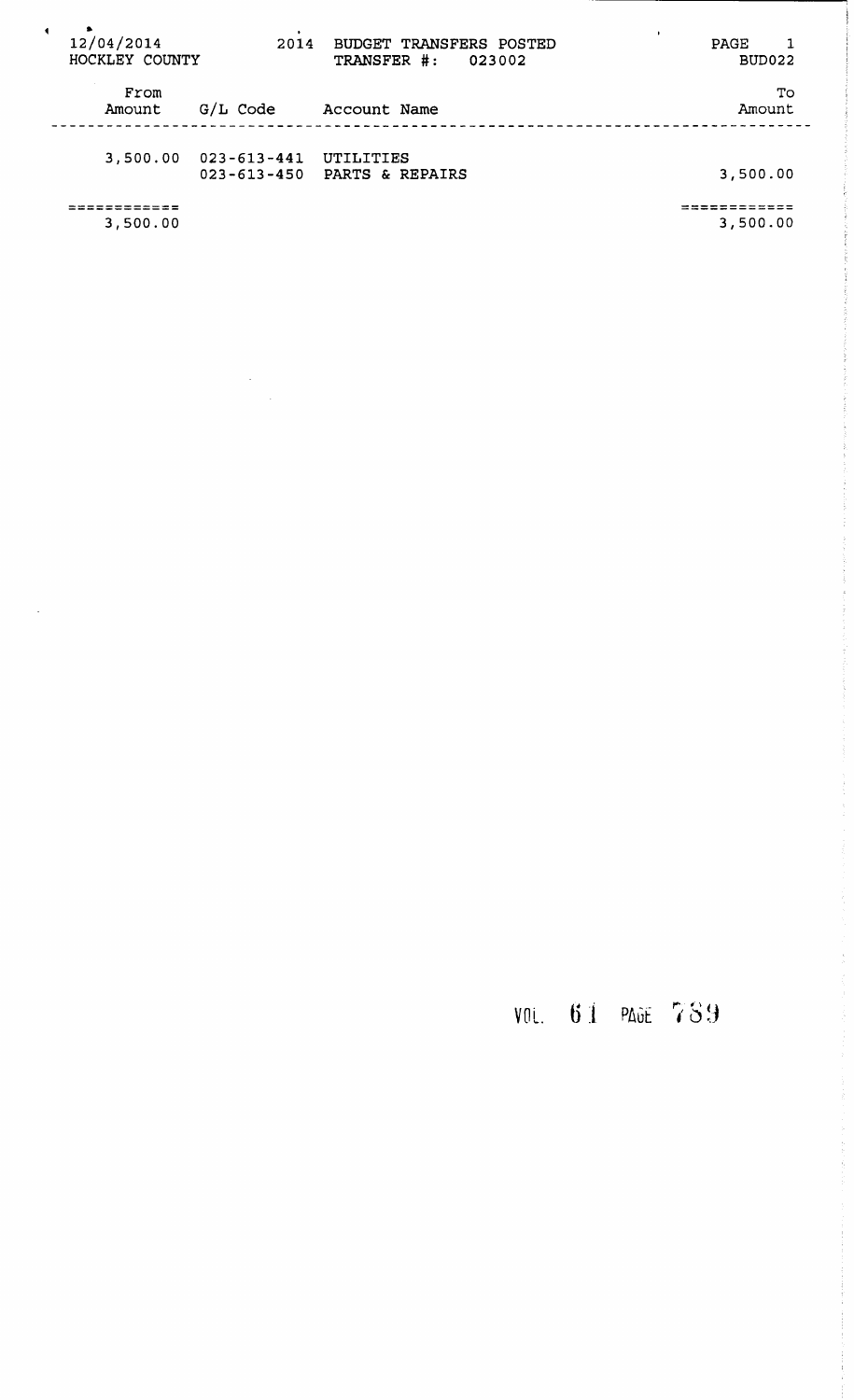12/04/2014 2014 BUDGET TRANSFERS POSTED PAGE 1
HOCKLEY COUNTY TRANSFER #: 023002 BUD022

| From Amount | G/L Code | Account Name | To Amount |
|---|---|---|---|
| 3,500.00 | 023-613-441 | UTILITIES | |
| | 023-613-450 | PARTS & REPAIRS | 3,500.00 |
| ============ | | | ============ |
| 3,500.00 | | | 3,500.00 |

VOL. 61 PAGE 789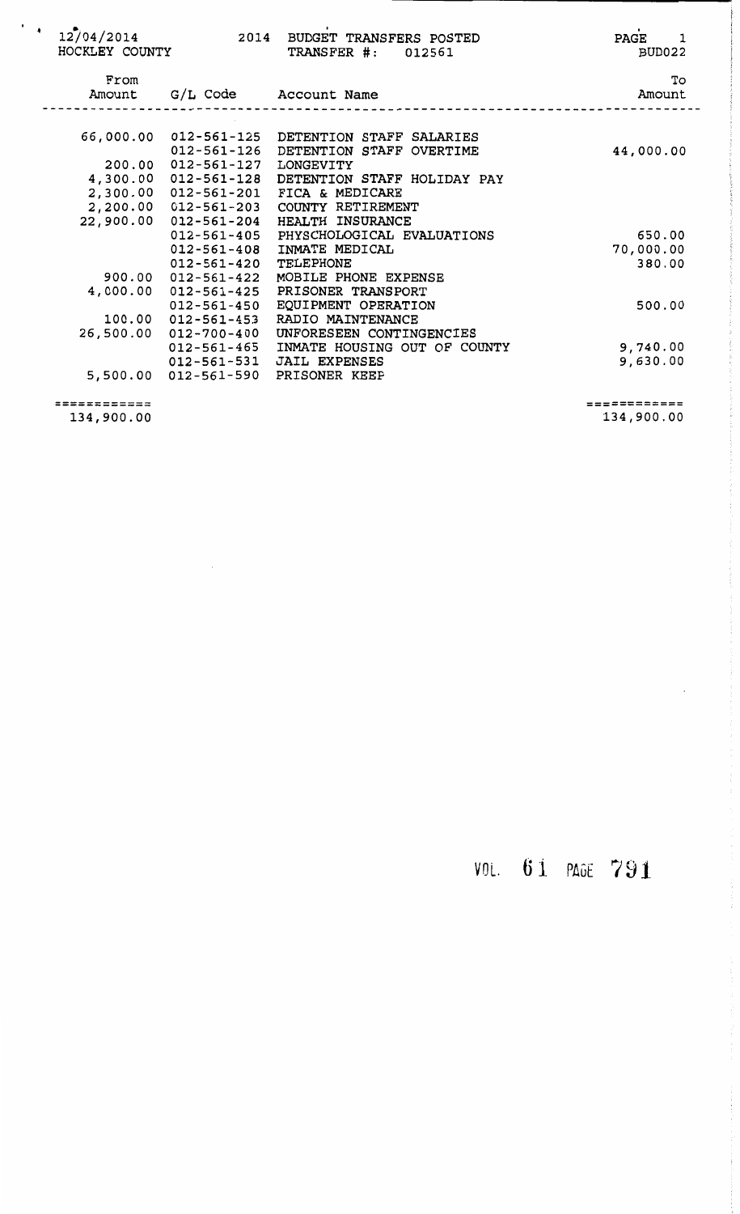12/04/2014 HOCKLEY COUNTY

2014 BUDGET TRANSFERS POSTED
TRANSFER #: 012561

BUD022

| From Amount | G/L Code | Account Name | To Amount |
|---|---|---|---|
| 66,000.00 | 012-561-125 | DETENTION STAFF SALARIES | |
| | 012-561-126 | DETENTION STAFF OVERTIME | 44,000.00 |
| 200.00 | 012-561-127 | LONGEVITY | |
| 4,300.00 | 012-561-128 | DETENTION STAFF HOLIDAY PAY | |
| 2,300.00 | 012-561-201 | FICA & MEDICARE | |
| 2,200.00 | 012-561-203 | COUNTY RETIREMENT | |
| 22,900.00 | 012-561-204 | HEALTH INSURANCE | |
| | 012-561-405 | PHYSCHOLOGICAL EVALUATIONS | 650.00 |
| | 012-561-408 | INMATE MEDICAL | 70,000.00 |
| | 012-561-420 | TELEPHONE | 380.00 |
| 900.00 | 012-561-422 | MOBILE PHONE EXPENSE | |
| 4,000.00 | 012-561-425 | PRISONER TRANSPORT | |
| | 012-561-450 | EQUIPMENT OPERATION | 500.00 |
| 100.00 | 012-561-453 | RADIO MAINTENANCE | |
| 26,500.00 | 012-700-400 | UNFORESEEN CONTINGENCIES | |
| | 012-561-465 | INMATE HOUSING OUT OF COUNTY | 9,740.00 |
| | 012-561-531 | JAIL EXPENSES | 9,630.00 |
| 5,500.00 | 012-561-590 | PRISONER KEEP | |
| 134,900.00 | | | 134,900.00 |

VOL. 61 PAGE 791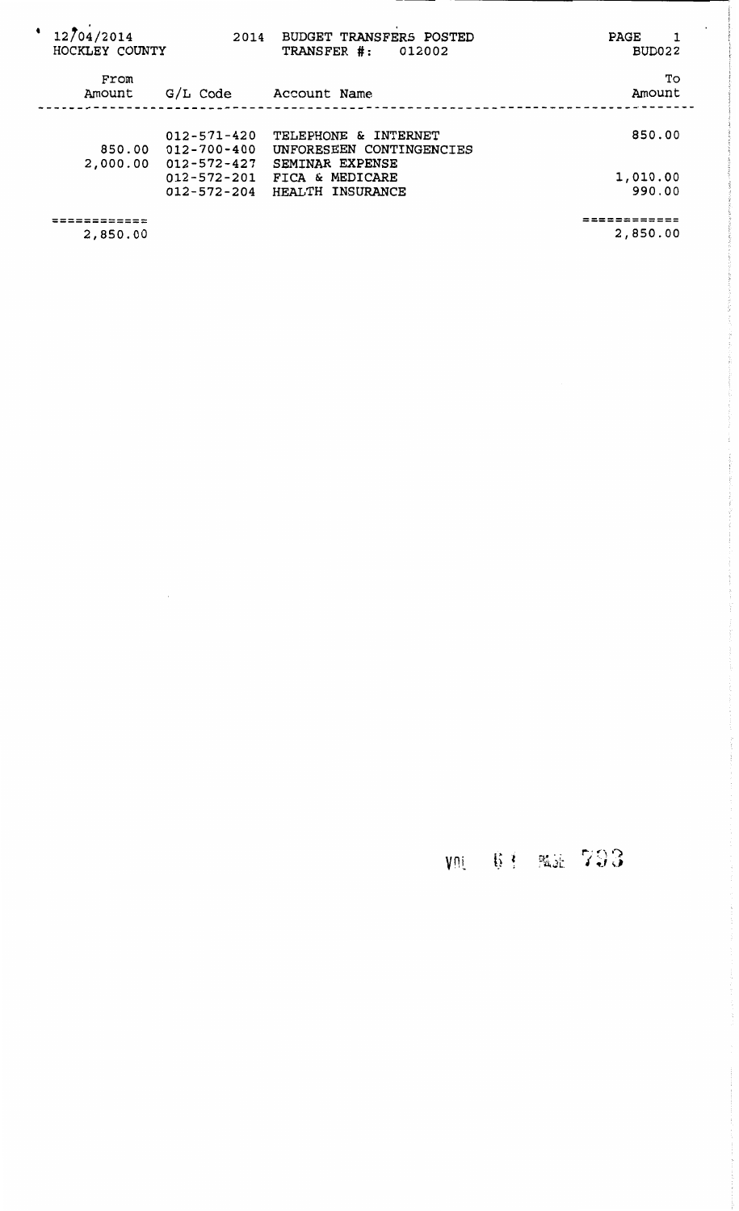12/04/2014 HOCKLEY COUNTY

2014 BUDGET TRANSFERS POSTED
TRANSFER #: 012002

PAGE 1
BUD022

| From Amount | G/L Code | Account Name | To Amount |
|---|---|---|---|
| | 012-571-420 | TELEPHONE & INTERNET | 850.00 |
| 850.00 | 012-700-400 | UNFORESEEN CONTINGENCIES | |
| 2,000.00 | 012-572-427 | SEMINAR EXPENSE | |
| | 012-572-201 | FICA & MEDICARE | 1,010.00 |
| | 012-572-204 | HEALTH INSURANCE | 990.00 |
| 2,850.00 | | | 2,850.00 |

VOL 64 PAGE 793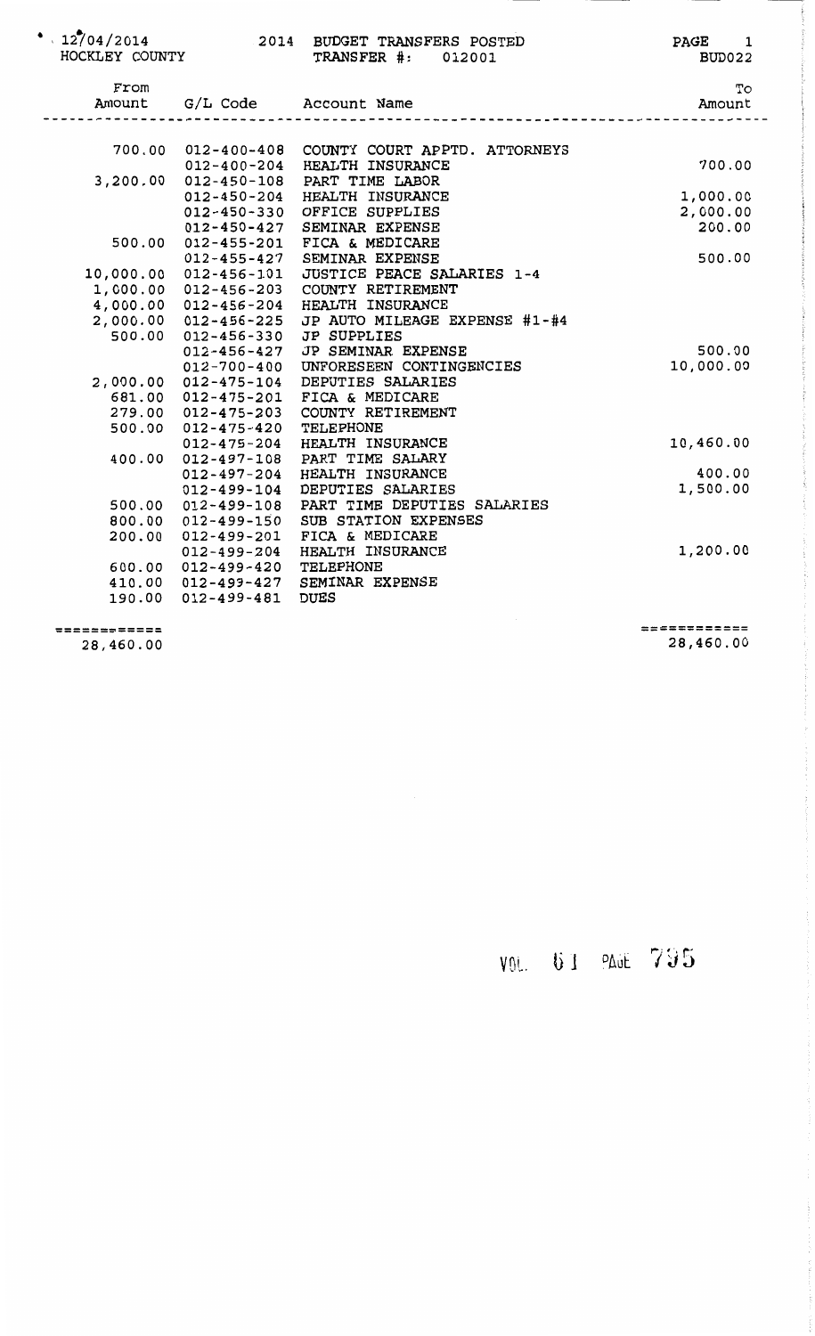12/04/2014 HOCKLEY COUNTY

2014 BUDGET TRANSFERS POSTED

TRANSFER #: 012001

BUD022

| From Amount | G/L Code | Account Name | To Amount |
|---|---|---|---|
| 700.00 | 012-400-408 | COUNTY COURT APPTD. ATTORNEYS | |
| | 012-400-204 | HEALTH INSURANCE | 700.00 |
| 3,200.00 | 012-450-108 | PART TIME LABOR | |
| | 012-450-204 | HEALTH INSURANCE | 1,000.00 |
| | 012-450-330 | OFFICE SUPPLIES | 2,000.00 |
| | 012-450-427 | SEMINAR EXPENSE | 200.00 |
| 500.00 | 012-455-201 | FICA & MEDICARE | |
| | 012-455-427 | SEMINAR EXPENSE | 500.00 |
| 10,000.00 | 012-456-101 | JUSTICE PEACE SALARIES 1-4 | |
| 1,000.00 | 012-456-203 | COUNTY RETIREMENT | |
| 4,000.00 | 012-456-204 | HEALTH INSURANCE | |
| 2,000.00 | 012-456-225 | JP AUTO MILEAGE EXPENSE #1-#4 | |
| 500.00 | 012-456-330 | JP SUPPLIES | |
| | 012-456-427 | JP SEMINAR EXPENSE | 500.00 |
| | 012-700-400 | UNFORESEEN CONTINGENCIES | 10,000.00 |
| 2,000.00 | 012-475-104 | DEPUTIES SALARIES | |
| 681.00 | 012-475-201 | FICA & MEDICARE | |
| 279.00 | 012-475-203 | COUNTY RETIREMENT | |
| 500.00 | 012-475-420 | TELEPHONE | |
| | 012-475-204 | HEALTH INSURANCE | 10,460.00 |
| 400.00 | 012-497-108 | PART TIME SALARY | |
| | 012-497-204 | HEALTH INSURANCE | 400.00 |
| | 012-499-104 | DEPUTIES SALARIES | 1,500.00 |
| 500.00 | 012-499-108 | PART TIME DEPUTIES SALARIES | |
| 800.00 | 012-499-150 | SUB STATION EXPENSES | |
| 200.00 | 012-499-201 | FICA & MEDICARE | |
| | 012-499-204 | HEALTH INSURANCE | 1,200.00 |
| 600.00 | 012-499-420 | TELEPHONE | |
| 410.00 | 012-499-427 | SEMINAR EXPENSE | |
| 190.00 | 012-499-481 | DUES | |
| 28,460.00 | | | 28,460.00 |

VOL. 61 PAGE 795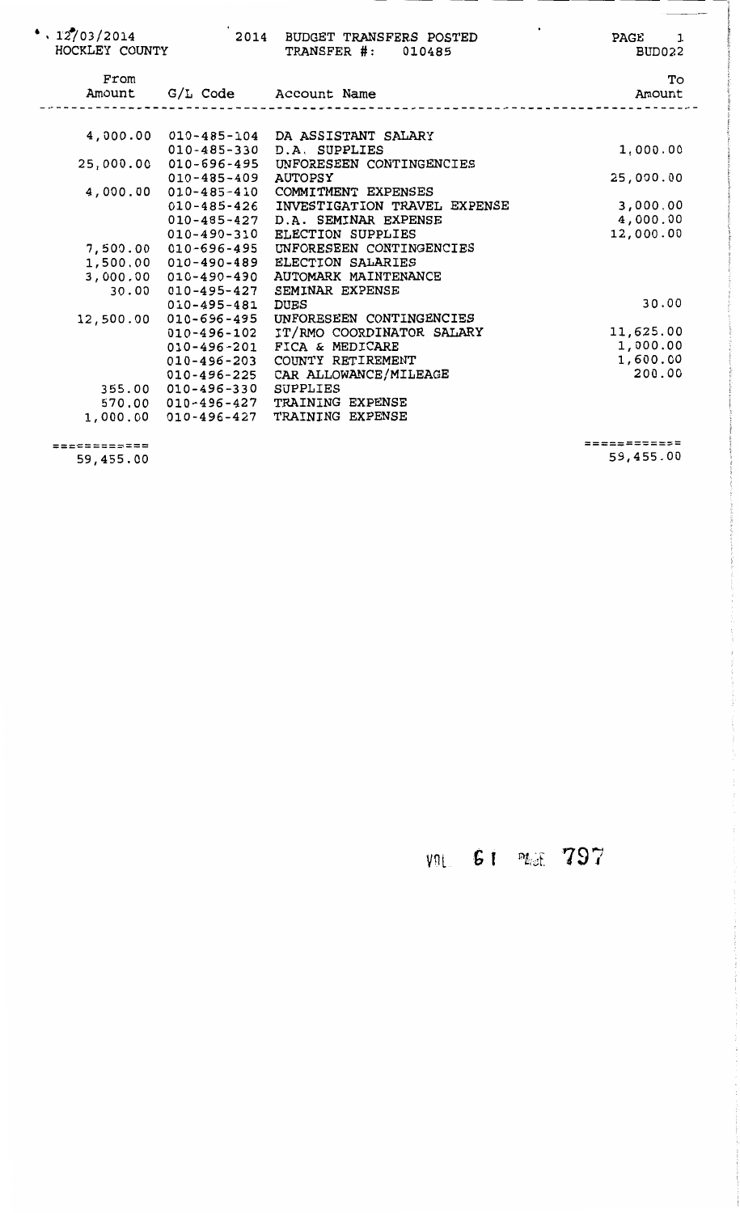12/03/2014 HOCKLEY COUNTY

2014 BUDGET TRANSFERS POSTED
TRANSFER #: 010485

BUD022

| From Amount | G/L Code | Account Name | To Amount |
|---|---|---|---|
| 4,000.00 | 010-485-104 | DA ASSISTANT SALARY | |
| | 010-485-330 | D.A. SUPPLIES | 1,000.00 |
| 25,000.00 | 010-696-495 | UNFORESEEN CONTINGENCIES | |
| | 010-485-409 | AUTOPSY | 25,000.00 |
| 4,000.00 | 010-485-410 | COMMITMENT EXPENSES | |
| | 010-485-426 | INVESTIGATION TRAVEL EXPENSE | 3,000.00 |
| | 010-485-427 | D.A. SEMINAR EXPENSE | 4,000.00 |
| | 010-490-310 | ELECTION SUPPLIES | 12,000.00 |
| 7,500.00 | 010-696-495 | UNFORESEEN CONTINGENCIES | |
| 1,500.00 | 010-490-489 | ELECTION SALARIES | |
| 3,000.00 | 010-490-490 | AUTOMARK MAINTENANCE | |
| 30.00 | 010-495-427 | SEMINAR EXPENSE | |
| | 010-495-481 | DUES | 30.00 |
| 12,500.00 | 010-696-495 | UNFORESEEN CONTINGENCIES | |
| | 010-496-102 | IT/RMO COORDINATOR SALARY | 11,625.00 |
| | 010-496-201 | FICA & MEDICARE | 1,000.00 |
| | 010-496-203 | COUNTY RETIREMENT | 1,600.00 |
| | 010-496-225 | CAR ALLOWANCE/MILEAGE | 200.00 |
| 355.00 | 010-496-330 | SUPPLIES | |
| 570.00 | 010-496-427 | TRAINING EXPENSE | |
| 1,000.00 | 010-496-427 | TRAINING EXPENSE | |
| 59,455.00 | | | 59,455.00 |

VOL 61 PAGE 797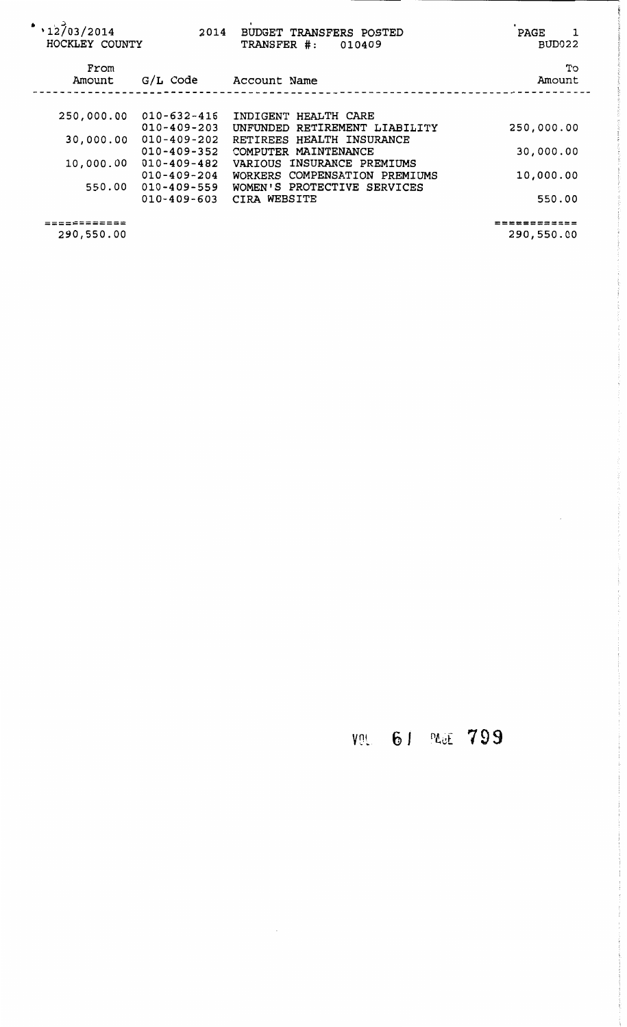12/03/2014 2014 BUDGET TRANSFERS POSTED PAGE 1
HOCKLEY COUNTY TRANSFER #: 010409 BUD022

| From Amount | G/L Code | Account Name | To Amount |
|---|---|---|---|
| 250,000.00 | 010-632-416 | INDIGENT HEALTH CARE | |
| | 010-409-203 | UNFUNDED RETIREMENT LIABILITY | 250,000.00 |
| 30,000.00 | 010-409-202 | RETIREES HEALTH INSURANCE | |
| | 010-409-352 | COMPUTER MAINTENANCE | 30,000.00 |
| 10,000.00 | 010-409-482 | VARIOUS INSURANCE PREMIUMS | |
| | 010-409-204 | WORKERS COMPENSATION PREMIUMS | 10,000.00 |
| 550.00 | 010-409-559 | WOMEN'S PROTECTIVE SERVICES | |
| | 010-409-603 | CIRA WEBSITE | 550.00 |
| ============ | | | ============ |
| 290,550.00 | | | 290,550.00 |

VOL 61 PAGE 799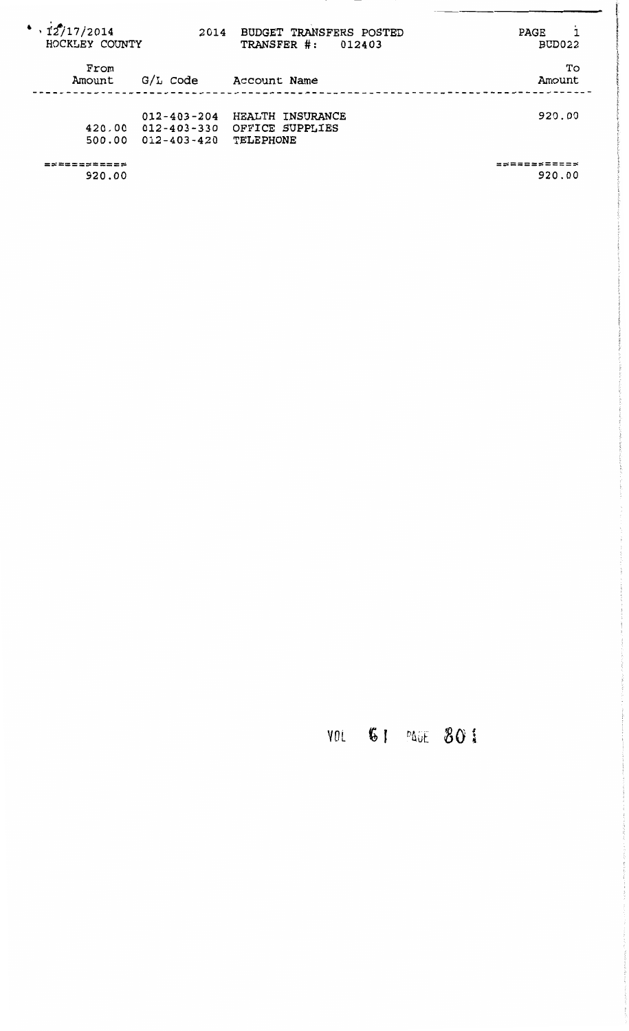12/17/2014 HOCKLEY COUNTY

2014 BUDGET TRANSFERS POSTED
TRANSFER #: 012403

BUD022

| From Amount | G/L Code | Account Name | To Amount |
|---|---|---|---|
| | 012-403-204 | HEALTH INSURANCE | 920.00 |
| 420.00 | 012-403-330 | OFFICE SUPPLIES | |
| 500.00 | 012-403-420 | TELEPHONE | |
| =========== | | | =========== |
| 920.00 | | | 920.00 |

VOL 61 PAGE 801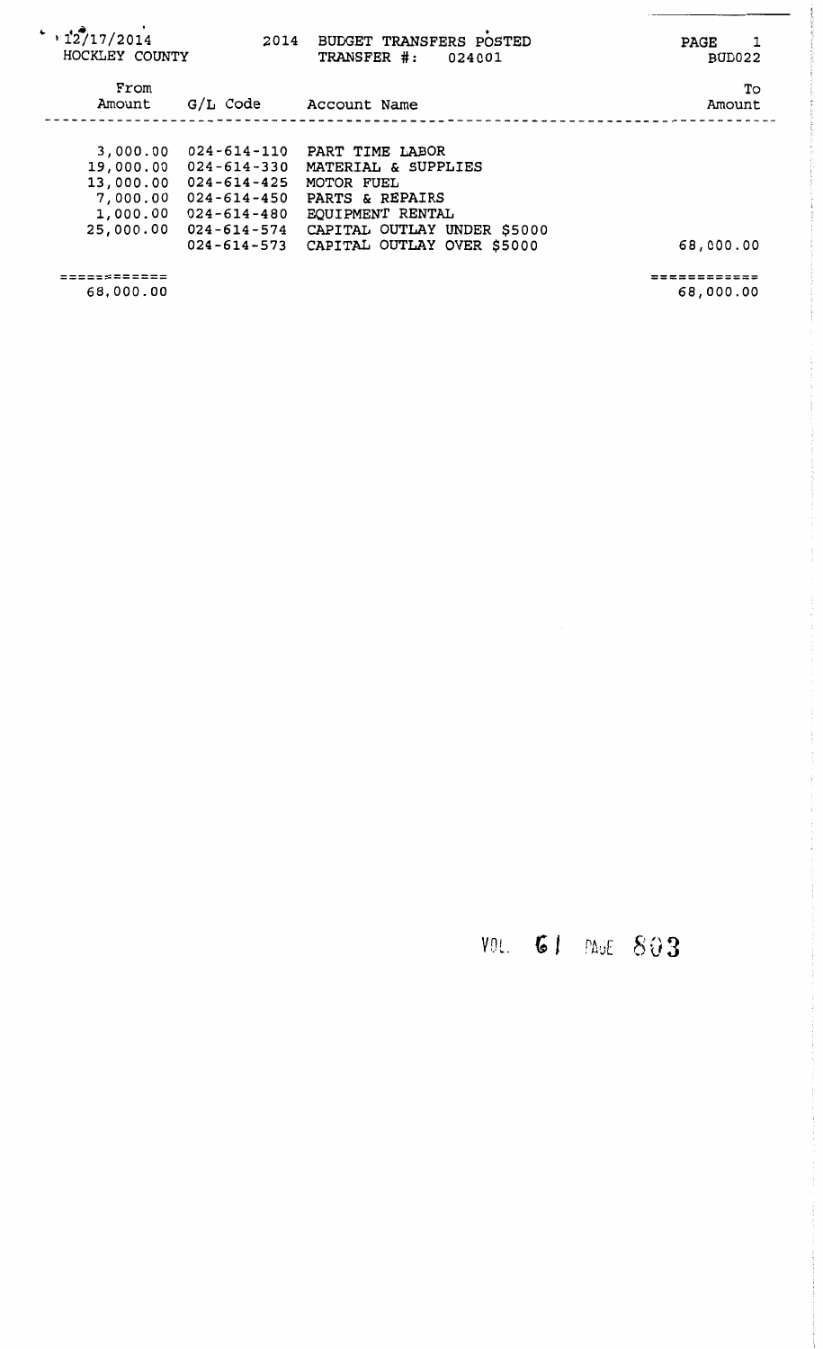12/17/2014 HOCKLEY COUNTY

2014 BUDGET TRANSFERS POSTED
TRANSFER #: 024001

BUD022

| From Amount | G/L Code | Account Name | To Amount |
|---|---|---|---|
| 3,000.00 | 024-614-110 | PART TIME LABOR | |
| 19,000.00 | 024-614-330 | MATERIAL & SUPPLIES | |
| 13,000.00 | 024-614-425 | MOTOR FUEL | |
| 7,000.00 | 024-614-450 | PARTS & REPAIRS | |
| 1,000.00 | 024-614-480 | EQUIPMENT RENTAL | |
| 25,000.00 | 024-614-574 | CAPITAL OUTLAY UNDER $5000 | |
| | 024-614-573 | CAPITAL OUTLAY OVER $5000 | 68,000.00 |
| 68,000.00 | | | 68,000.00 |

VOL. 61 PAGE 803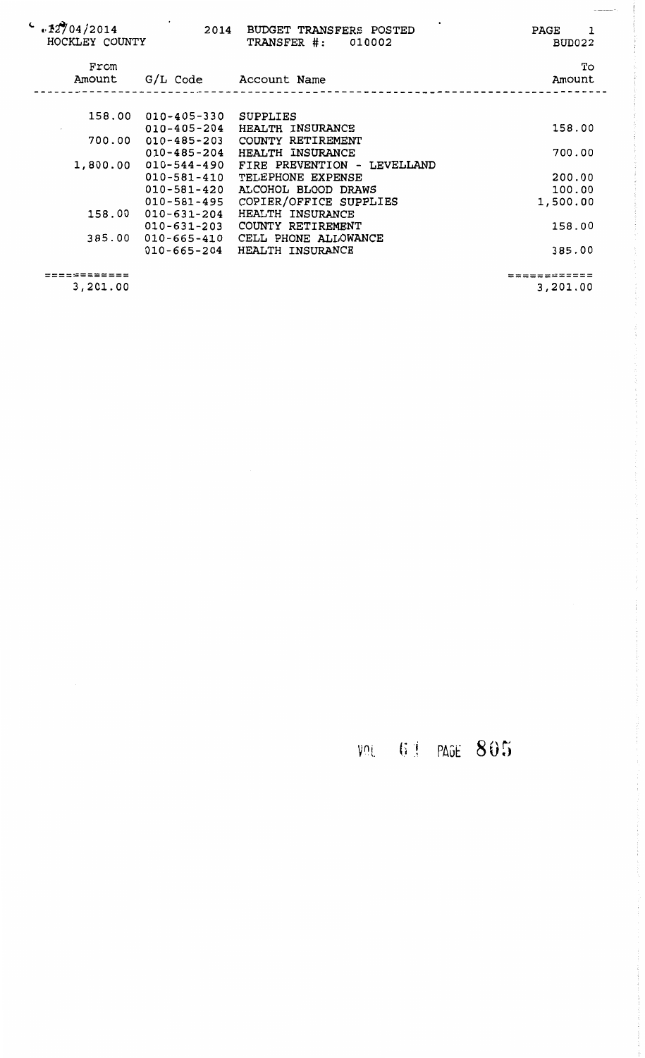12/04/2014 HOCKLEY COUNTY

2014 BUDGET TRANSFERS POSTED
TRANSFER #: 010002

PAGE 1
BUD022

| From Amount | G/L Code | Account Name | To Amount |
|---|---|---|---|
| 158.00 | 010-405-330 | SUPPLIES | |
| | 010-405-204 | HEALTH INSURANCE | 158.00 |
| 700.00 | 010-485-203 | COUNTY RETIREMENT | |
| | 010-485-204 | HEALTH INSURANCE | 700.00 |
| 1,800.00 | 010-544-490 | FIRE PREVENTION - LEVELLAND | |
| | 010-581-410 | TELEPHONE EXPENSE | 200.00 |
| | 010-581-420 | ALCOHOL BLOOD DRAWS | 100.00 |
| | 010-581-495 | COPIER/OFFICE SUPPLIES | 1,500.00 |
| 158.00 | 010-631-204 | HEALTH INSURANCE | |
| | 010-631-203 | COUNTY RETIREMENT | 158.00 |
| 385.00 | 010-665-410 | CELL PHONE ALLOWANCE | |
| | 010-665-204 | HEALTH INSURANCE | 385.00 |
| ============ | | | ============ |
| 3,201.00 | | | 3,201.00 |

VOL 61 PAGE 805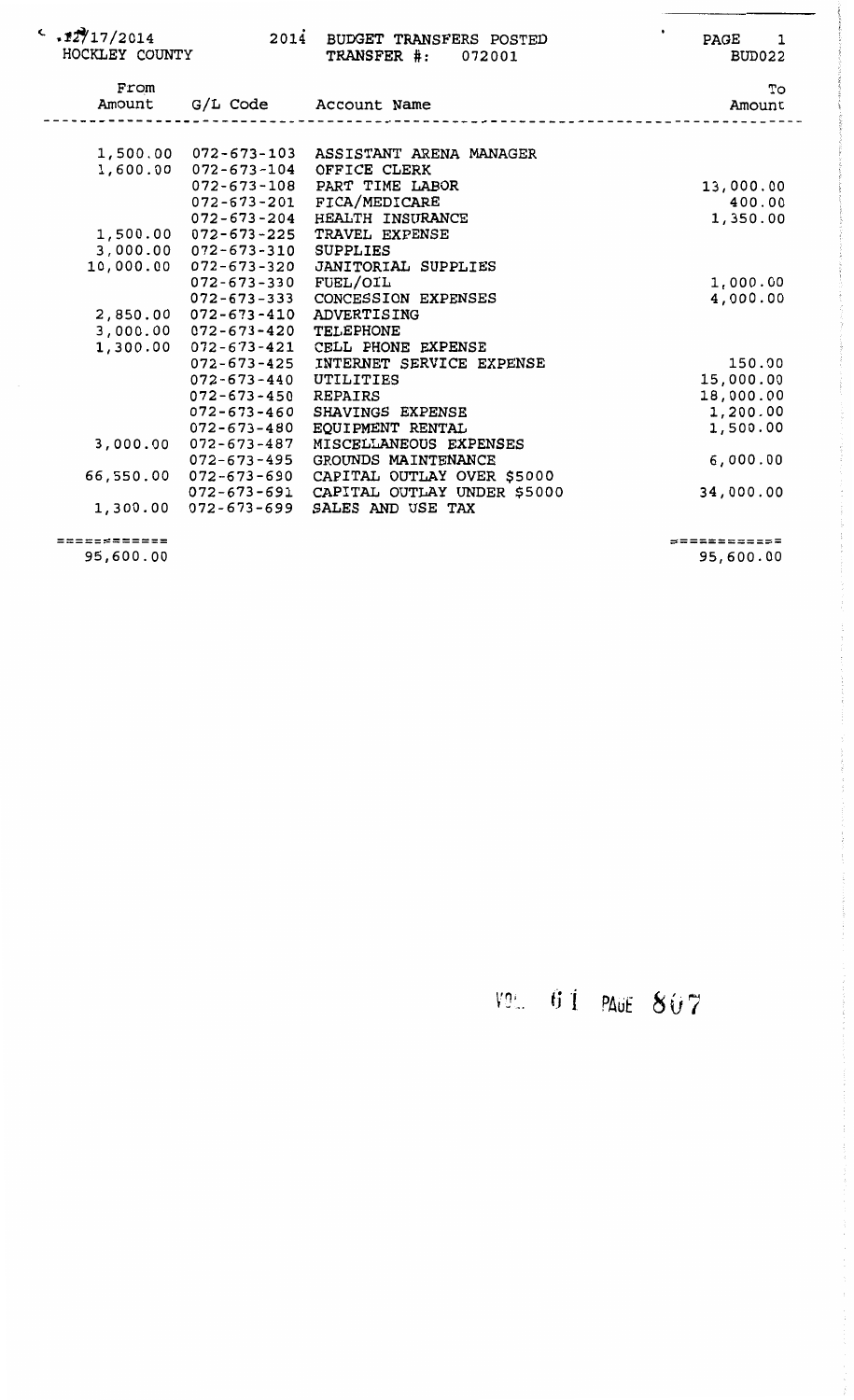12/17/2014 HOCKLEY COUNTY

2014 BUDGET TRANSFERS POSTED
TRANSFER #: 072001

BUD022

| From Amount | G/L Code | Account Name | To Amount |
|---|---|---|---|
| 1,500.00 | 072-673-103 | ASSISTANT ARENA MANAGER | |
| 1,600.00 | 072-673-104 | OFFICE CLERK | |
| | 072-673-108 | PART TIME LABOR | 13,000.00 |
| | 072-673-201 | FICA/MEDICARE | 400.00 |
| | 072-673-204 | HEALTH INSURANCE | 1,350.00 |
| 1,500.00 | 072-673-225 | TRAVEL EXPENSE | |
| 3,000.00 | 072-673-310 | SUPPLIES | |
| 10,000.00 | 072-673-320 | JANITORIAL SUPPLIES | |
| | 072-673-330 | FUEL/OIL | 1,000.00 |
| | 072-673-333 | CONCESSION EXPENSES | 4,000.00 |
| 2,850.00 | 072-673-410 | ADVERTISING | |
| 3,000.00 | 072-673-420 | TELEPHONE | |
| 1,300.00 | 072-673-421 | CELL PHONE EXPENSE | |
| | 072-673-425 | INTERNET SERVICE EXPENSE | 150.00 |
| | 072-673-440 | UTILITIES | 15,000.00 |
| | 072-673-450 | REPAIRS | 18,000.00 |
| | 072-673-460 | SHAVINGS EXPENSE | 1,200.00 |
| | 072-673-480 | EQUIPMENT RENTAL | 1,500.00 |
| 3,000.00 | 072-673-487 | MISCELLANEOUS EXPENSES | |
| | 072-673-495 | GROUNDS MAINTENANCE | 6,000.00 |
| 66,550.00 | 072-673-690 | CAPITAL OUTLAY OVER $5000 | |
| | 072-673-691 | CAPITAL OUTLAY UNDER $5000 | 34,000.00 |
| 1,300.00 | 072-673-699 | SALES AND USE TAX | |
| 95,600.00 | | | 95,600.00 |

VOL 61 PAGE 807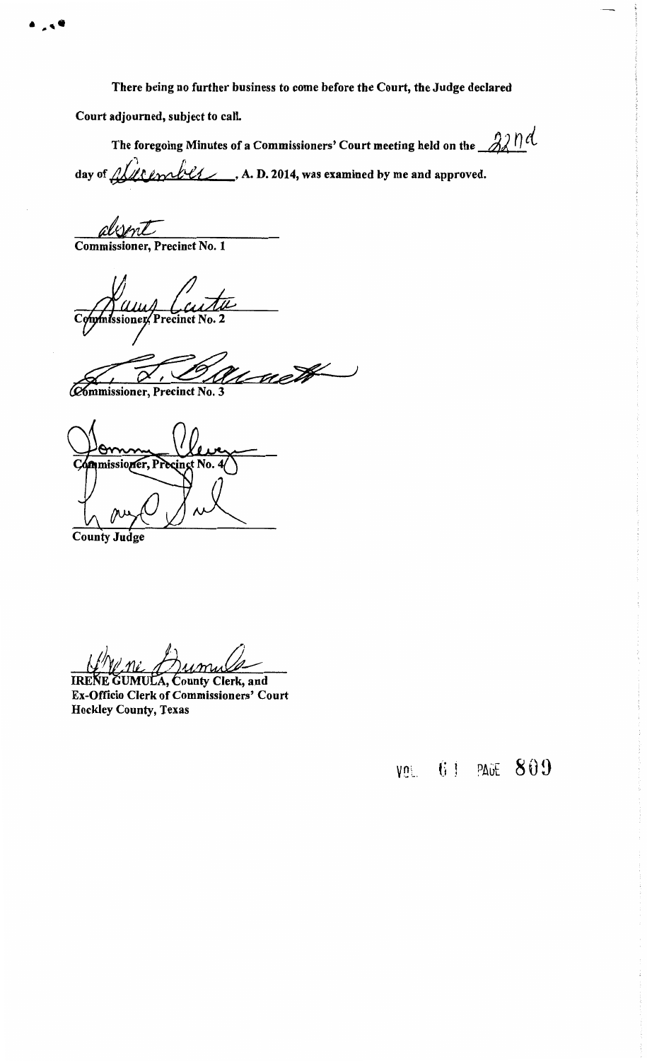There being no further business to come before the Court, the Judge declared Court adjourned, subject to call.

The foregoing Minutes of a Commissioners' Court meeting held on the 22nd day of December, A. D. 2014, was examined by me and approved.

absent
Commissioner, Precinct No. 1

Commissioner, Precinct No. 2

Commissioner, Precinct No. 3

Commissioner, Precinct No. 4

County Judge

IRENE GUMULA, County Clerk, and
Ex-Officio Clerk of Commissioners' Court
Hockley County, Texas

VOL. 61 PAGE 809